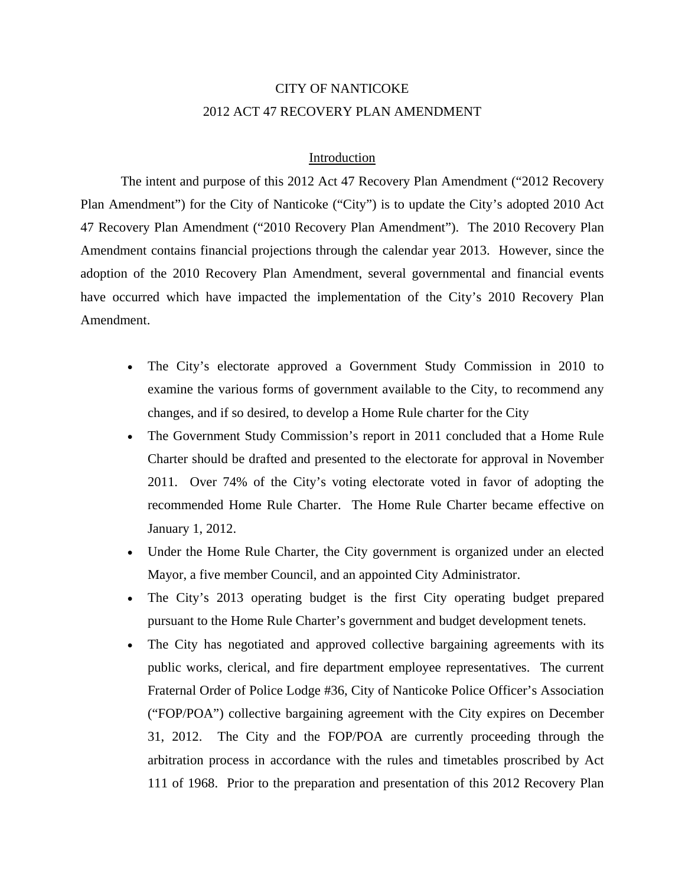# CITY OF NANTICOKE
# 2012 ACT 47 RECOVERY PLAN AMENDMENT

## Introduction

The intent and purpose of this 2012 Act 47 Recovery Plan Amendment ("2012 Recovery Plan Amendment") for the City of Nanticoke ("City") is to update the City's adopted 2010 Act 47 Recovery Plan Amendment ("2010 Recovery Plan Amendment"). The 2010 Recovery Plan Amendment contains financial projections through the calendar year 2013. However, since the adoption of the 2010 Recovery Plan Amendment, several governmental and financial events have occurred which have impacted the implementation of the City's 2010 Recovery Plan Amendment.

- The City's electorate approved a Government Study Commission in 2010 to examine the various forms of government available to the City, to recommend any changes, and if so desired, to develop a Home Rule charter for the City
- The Government Study Commission's report in 2011 concluded that a Home Rule Charter should be drafted and presented to the electorate for approval in November 2011. Over 74% of the City's voting electorate voted in favor of adopting the recommended Home Rule Charter. The Home Rule Charter became effective on January 1, 2012.
- Under the Home Rule Charter, the City government is organized under an elected Mayor, a five member Council, and an appointed City Administrator.
- The City's 2013 operating budget is the first City operating budget prepared pursuant to the Home Rule Charter's government and budget development tenets.
- The City has negotiated and approved collective bargaining agreements with its public works, clerical, and fire department employee representatives. The current Fraternal Order of Police Lodge #36, City of Nanticoke Police Officer's Association ("FOP/POA") collective bargaining agreement with the City expires on December 31, 2012. The City and the FOP/POA are currently proceeding through the arbitration process in accordance with the rules and timetables proscribed by Act 111 of 1968. Prior to the preparation and presentation of this 2012 Recovery Plan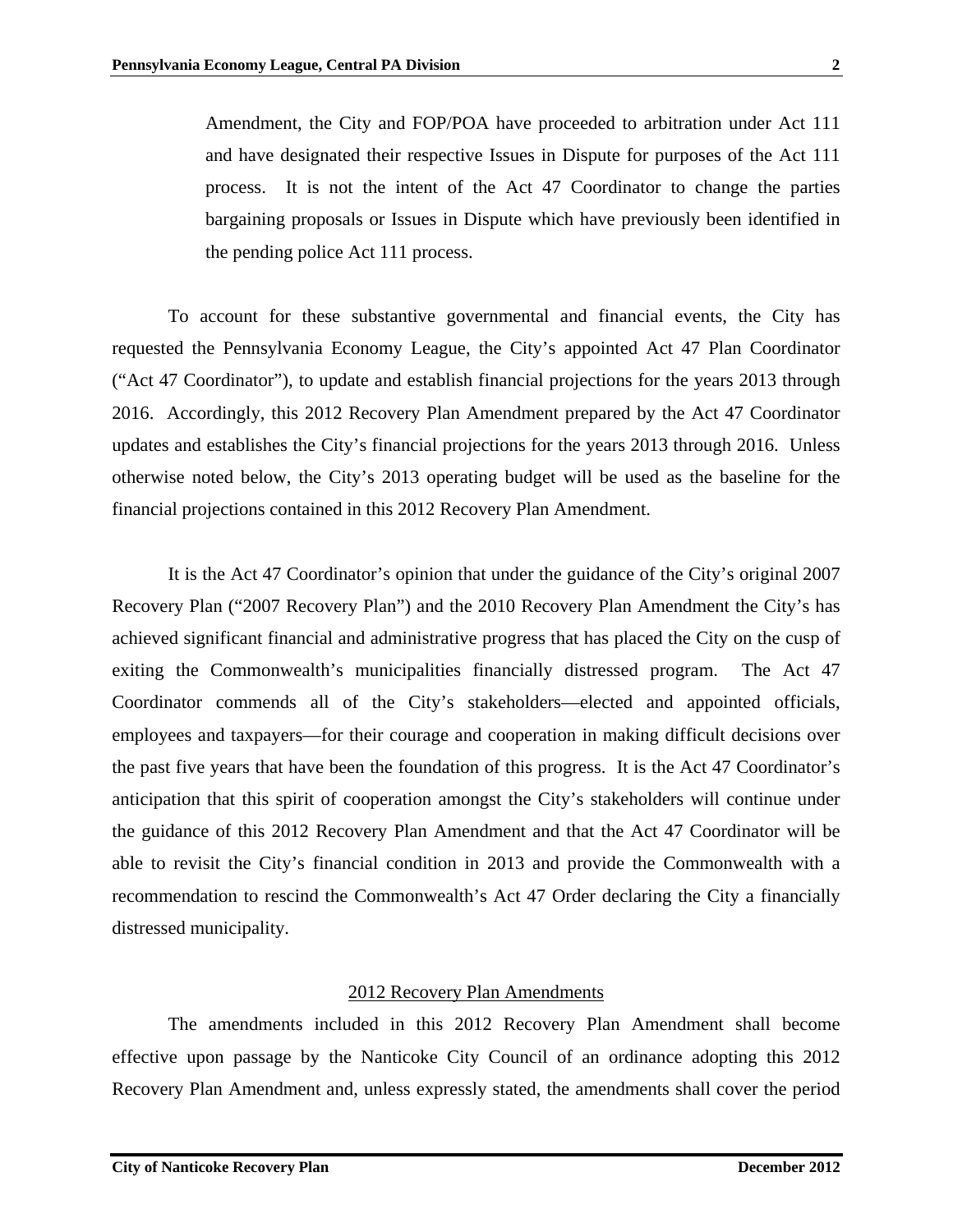Amendment, the City and FOP/POA have proceeded to arbitration under Act 111 and have designated their respective Issues in Dispute for purposes of the Act 111 process. It is not the intent of the Act 47 Coordinator to change the parties bargaining proposals or Issues in Dispute which have previously been identified in the pending police Act 111 process.

To account for these substantive governmental and financial events, the City has requested the Pennsylvania Economy League, the City's appointed Act 47 Plan Coordinator ("Act 47 Coordinator"), to update and establish financial projections for the years 2013 through 2016. Accordingly, this 2012 Recovery Plan Amendment prepared by the Act 47 Coordinator updates and establishes the City's financial projections for the years 2013 through 2016. Unless otherwise noted below, the City's 2013 operating budget will be used as the baseline for the financial projections contained in this 2012 Recovery Plan Amendment.

It is the Act 47 Coordinator's opinion that under the guidance of the City's original 2007 Recovery Plan ("2007 Recovery Plan") and the 2010 Recovery Plan Amendment the City's has achieved significant financial and administrative progress that has placed the City on the cusp of exiting the Commonwealth's municipalities financially distressed program. The Act 47 Coordinator commends all of the City's stakeholders—elected and appointed officials, employees and taxpayers—for their courage and cooperation in making difficult decisions over the past five years that have been the foundation of this progress. It is the Act 47 Coordinator's anticipation that this spirit of cooperation amongst the City's stakeholders will continue under the guidance of this 2012 Recovery Plan Amendment and that the Act 47 Coordinator will be able to revisit the City's financial condition in 2013 and provide the Commonwealth with a recommendation to rescind the Commonwealth's Act 47 Order declaring the City a financially distressed municipality.

## 2012 Recovery Plan Amendments

The amendments included in this 2012 Recovery Plan Amendment shall become effective upon passage by the Nanticoke City Council of an ordinance adopting this 2012 Recovery Plan Amendment and, unless expressly stated, the amendments shall cover the period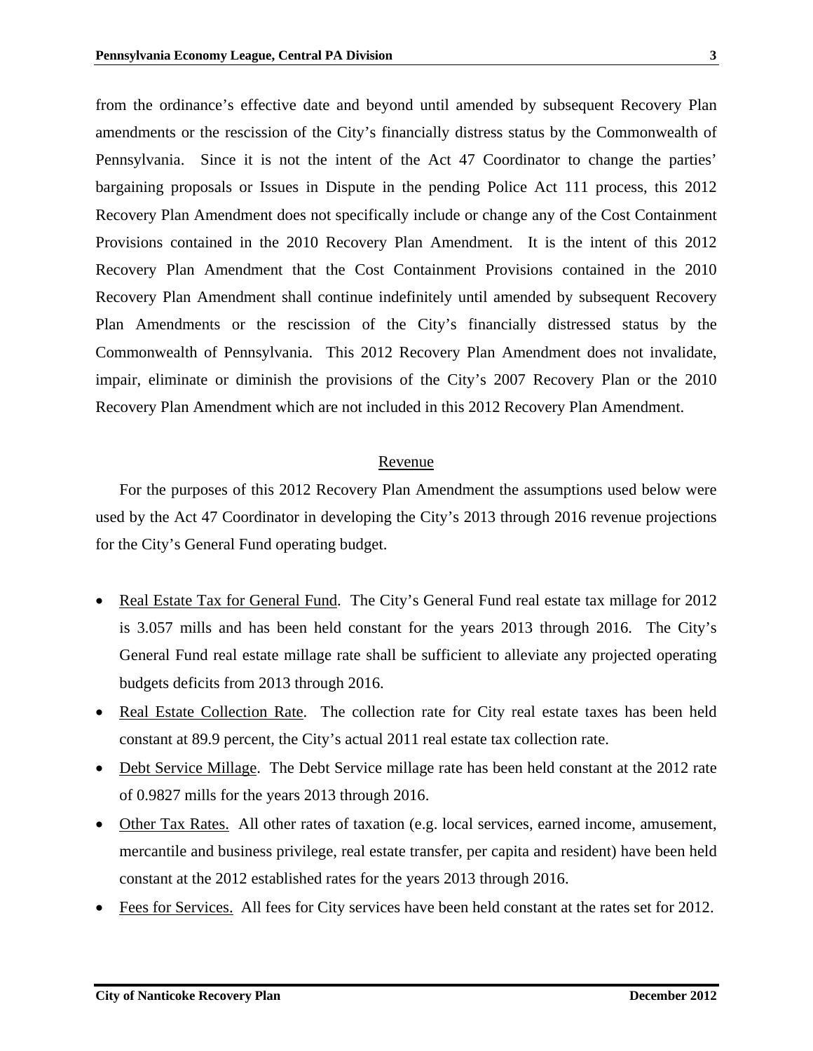from the ordinance's effective date and beyond until amended by subsequent Recovery Plan amendments or the rescission of the City's financially distress status by the Commonwealth of Pennsylvania. Since it is not the intent of the Act 47 Coordinator to change the parties' bargaining proposals or Issues in Dispute in the pending Police Act 111 process, this 2012 Recovery Plan Amendment does not specifically include or change any of the Cost Containment Provisions contained in the 2010 Recovery Plan Amendment. It is the intent of this 2012 Recovery Plan Amendment that the Cost Containment Provisions contained in the 2010 Recovery Plan Amendment shall continue indefinitely until amended by subsequent Recovery Plan Amendments or the rescission of the City's financially distressed status by the Commonwealth of Pennsylvania. This 2012 Recovery Plan Amendment does not invalidate, impair, eliminate or diminish the provisions of the City's 2007 Recovery Plan or the 2010 Recovery Plan Amendment which are not included in this 2012 Recovery Plan Amendment.

## Revenue

For the purposes of this 2012 Recovery Plan Amendment the assumptions used below were used by the Act 47 Coordinator in developing the City's 2013 through 2016 revenue projections for the City's General Fund operating budget.

- Real Estate Tax for General Fund. The City's General Fund real estate tax millage for 2012 is 3.057 mills and has been held constant for the years 2013 through 2016. The City's General Fund real estate millage rate shall be sufficient to alleviate any projected operating budgets deficits from 2013 through 2016.
- Real Estate Collection Rate. The collection rate for City real estate taxes has been held constant at 89.9 percent, the City's actual 2011 real estate tax collection rate.
- Debt Service Millage. The Debt Service millage rate has been held constant at the 2012 rate of 0.9827 mills for the years 2013 through 2016.
- Other Tax Rates. All other rates of taxation (e.g. local services, earned income, amusement, mercantile and business privilege, real estate transfer, per capita and resident) have been held constant at the 2012 established rates for the years 2013 through 2016.
- Fees for Services. All fees for City services have been held constant at the rates set for 2012.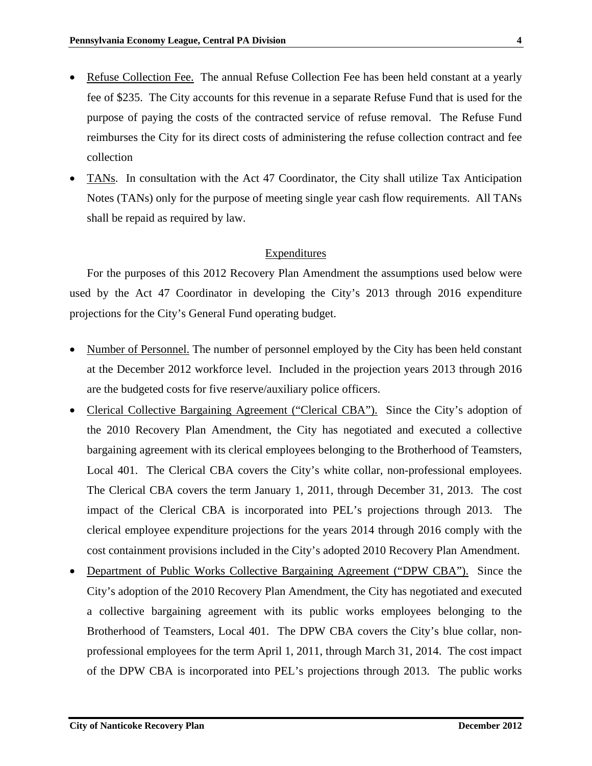- Refuse Collection Fee. The annual Refuse Collection Fee has been held constant at a yearly fee of $235. The City accounts for this revenue in a separate Refuse Fund that is used for the purpose of paying the costs of the contracted service of refuse removal. The Refuse Fund reimburses the City for its direct costs of administering the refuse collection contract and fee collection
- TANs. In consultation with the Act 47 Coordinator, the City shall utilize Tax Anticipation Notes (TANs) only for the purpose of meeting single year cash flow requirements. All TANs shall be repaid as required by law.

## Expenditures

For the purposes of this 2012 Recovery Plan Amendment the assumptions used below were used by the Act 47 Coordinator in developing the City's 2013 through 2016 expenditure projections for the City's General Fund operating budget.

- Number of Personnel. The number of personnel employed by the City has been held constant at the December 2012 workforce level. Included in the projection years 2013 through 2016 are the budgeted costs for five reserve/auxiliary police officers.
- Clerical Collective Bargaining Agreement ("Clerical CBA"). Since the City's adoption of the 2010 Recovery Plan Amendment, the City has negotiated and executed a collective bargaining agreement with its clerical employees belonging to the Brotherhood of Teamsters, Local 401. The Clerical CBA covers the City's white collar, non-professional employees. The Clerical CBA covers the term January 1, 2011, through December 31, 2013. The cost impact of the Clerical CBA is incorporated into PEL's projections through 2013. The clerical employee expenditure projections for the years 2014 through 2016 comply with the cost containment provisions included in the City's adopted 2010 Recovery Plan Amendment.
- Department of Public Works Collective Bargaining Agreement ("DPW CBA"). Since the City's adoption of the 2010 Recovery Plan Amendment, the City has negotiated and executed a collective bargaining agreement with its public works employees belonging to the Brotherhood of Teamsters, Local 401. The DPW CBA covers the City's blue collar, non-professional employees for the term April 1, 2011, through March 31, 2014. The cost impact of the DPW CBA is incorporated into PEL's projections through 2013. The public works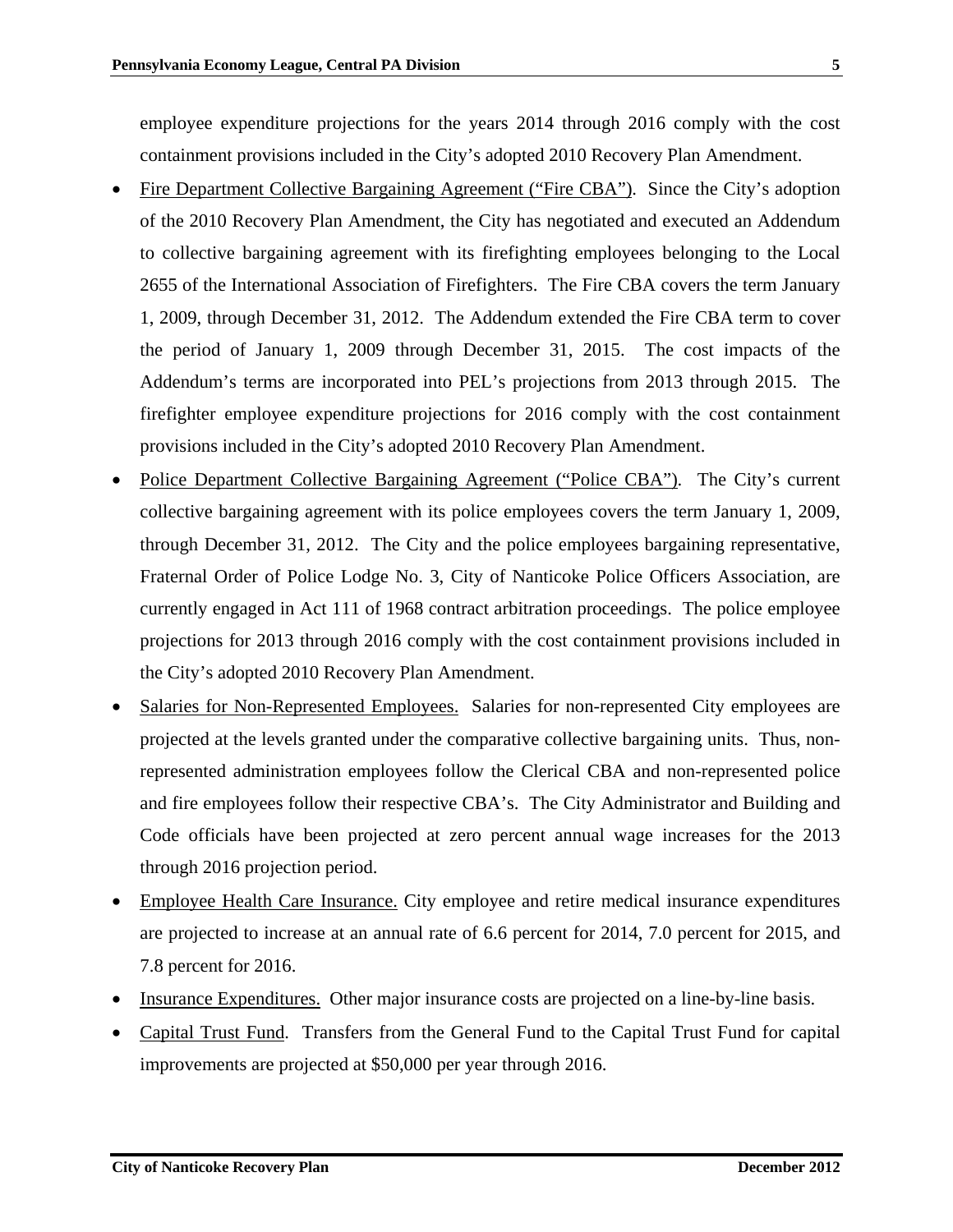employee expenditure projections for the years 2014 through 2016 comply with the cost containment provisions included in the City's adopted 2010 Recovery Plan Amendment.

- <u>Fire Department Collective Bargaining Agreement ("Fire CBA")</u>. Since the City's adoption of the 2010 Recovery Plan Amendment, the City has negotiated and executed an Addendum to collective bargaining agreement with its firefighting employees belonging to the Local 2655 of the International Association of Firefighters. The Fire CBA covers the term January 1, 2009, through December 31, 2012. The Addendum extended the Fire CBA term to cover the period of January 1, 2009 through December 31, 2015. The cost impacts of the Addendum's terms are incorporated into PEL's projections from 2013 through 2015. The firefighter employee expenditure projections for 2016 comply with the cost containment provisions included in the City's adopted 2010 Recovery Plan Amendment.
- <u>Police Department Collective Bargaining Agreement ("Police CBA")</u>. The City's current collective bargaining agreement with its police employees covers the term January 1, 2009, through December 31, 2012. The City and the police employees bargaining representative, Fraternal Order of Police Lodge No. 3, City of Nanticoke Police Officers Association, are currently engaged in Act 111 of 1968 contract arbitration proceedings. The police employee projections for 2013 through 2016 comply with the cost containment provisions included in the City's adopted 2010 Recovery Plan Amendment.
- <u>Salaries for Non-Represented Employees.</u> Salaries for non-represented City employees are projected at the levels granted under the comparative collective bargaining units. Thus, non-represented administration employees follow the Clerical CBA and non-represented police and fire employees follow their respective CBA's. The City Administrator and Building and Code officials have been projected at zero percent annual wage increases for the 2013 through 2016 projection period.
- <u>Employee Health Care Insurance.</u> City employee and retire medical insurance expenditures are projected to increase at an annual rate of 6.6 percent for 2014, 7.0 percent for 2015, and 7.8 percent for 2016.
- <u>Insurance Expenditures.</u> Other major insurance costs are projected on a line-by-line basis.
- <u>Capital Trust Fund</u>. Transfers from the General Fund to the Capital Trust Fund for capital improvements are projected at $50,000 per year through 2016.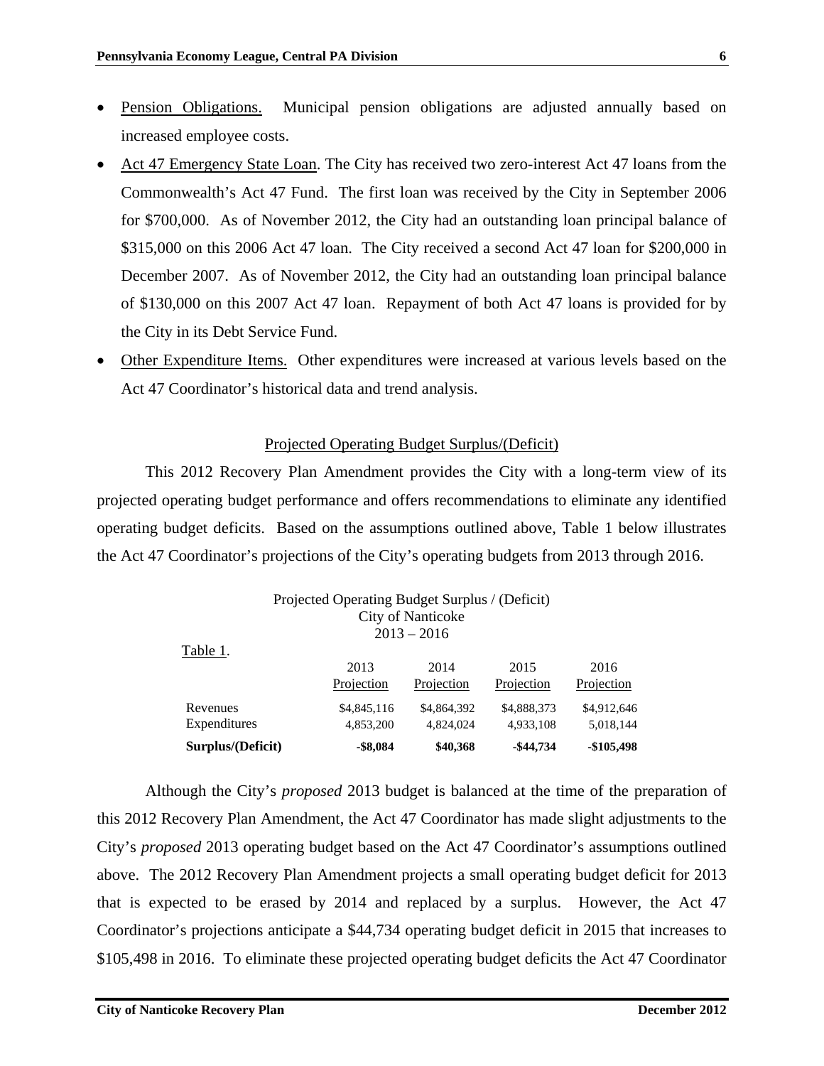- Pension Obligations. Municipal pension obligations are adjusted annually based on increased employee costs.
- Act 47 Emergency State Loan. The City has received two zero-interest Act 47 loans from the Commonwealth's Act 47 Fund. The first loan was received by the City in September 2006 for $700,000. As of November 2012, the City had an outstanding loan principal balance of $315,000 on this 2006 Act 47 loan. The City received a second Act 47 loan for $200,000 in December 2007. As of November 2012, the City had an outstanding loan principal balance of $130,000 on this 2007 Act 47 loan. Repayment of both Act 47 loans is provided for by the City in its Debt Service Fund.
- Other Expenditure Items. Other expenditures were increased at various levels based on the Act 47 Coordinator's historical data and trend analysis.

## Projected Operating Budget Surplus/(Deficit)

This 2012 Recovery Plan Amendment provides the City with a long-term view of its projected operating budget performance and offers recommendations to eliminate any identified operating budget deficits. Based on the assumptions outlined above, Table 1 below illustrates the Act 47 Coordinator's projections of the City's operating budgets from 2013 through 2016.

Projected Operating Budget Surplus / (Deficit)
City of Nanticoke
2013 – 2016

Table 1.

| | 2013 Projection | 2014 Projection | 2015 Projection | 2016 Projection |
|---|---|---|---|---|
| Revenues | $4,845,116 | $4,864,392 | $4,888,373 | $4,912,646 |
| Expenditures | 4,853,200 | 4,824,024 | 4,933,108 | 5,018,144 |
| **Surplus/(Deficit)** | **-$8,084** | **$40,368** | **-$44,734** | **-$105,498** |

Although the City's *proposed* 2013 budget is balanced at the time of the preparation of this 2012 Recovery Plan Amendment, the Act 47 Coordinator has made slight adjustments to the City's *proposed* 2013 operating budget based on the Act 47 Coordinator's assumptions outlined above. The 2012 Recovery Plan Amendment projects a small operating budget deficit for 2013 that is expected to be erased by 2014 and replaced by a surplus. However, the Act 47 Coordinator's projections anticipate a $44,734 operating budget deficit in 2015 that increases to $105,498 in 2016. To eliminate these projected operating budget deficits the Act 47 Coordinator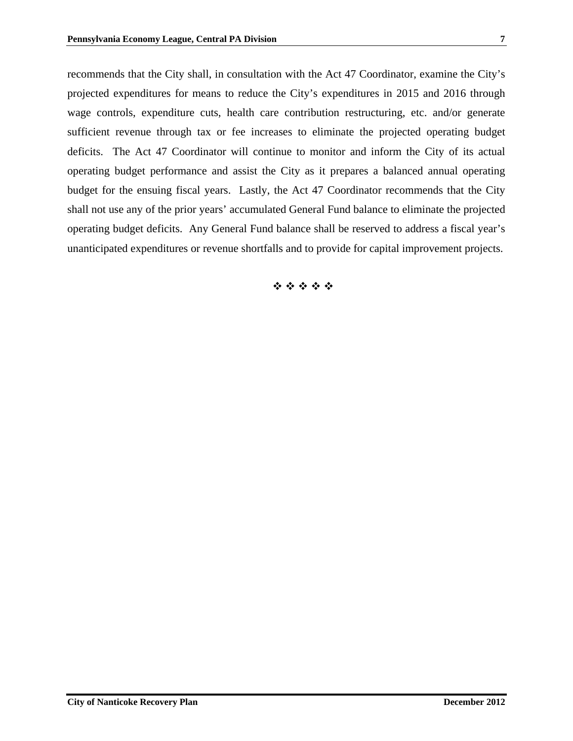recommends that the City shall, in consultation with the Act 47 Coordinator, examine the City's projected expenditures for means to reduce the City's expenditures in 2015 and 2016 through wage controls, expenditure cuts, health care contribution restructuring, etc. and/or generate sufficient revenue through tax or fee increases to eliminate the projected operating budget deficits. The Act 47 Coordinator will continue to monitor and inform the City of its actual operating budget performance and assist the City as it prepares a balanced annual operating budget for the ensuing fiscal years. Lastly, the Act 47 Coordinator recommends that the City shall not use any of the prior years' accumulated General Fund balance to eliminate the projected operating budget deficits. Any General Fund balance shall be reserved to address a fiscal year's unanticipated expenditures or revenue shortfalls and to provide for capital improvement projects.

❖ ❖ ❖ ❖ ❖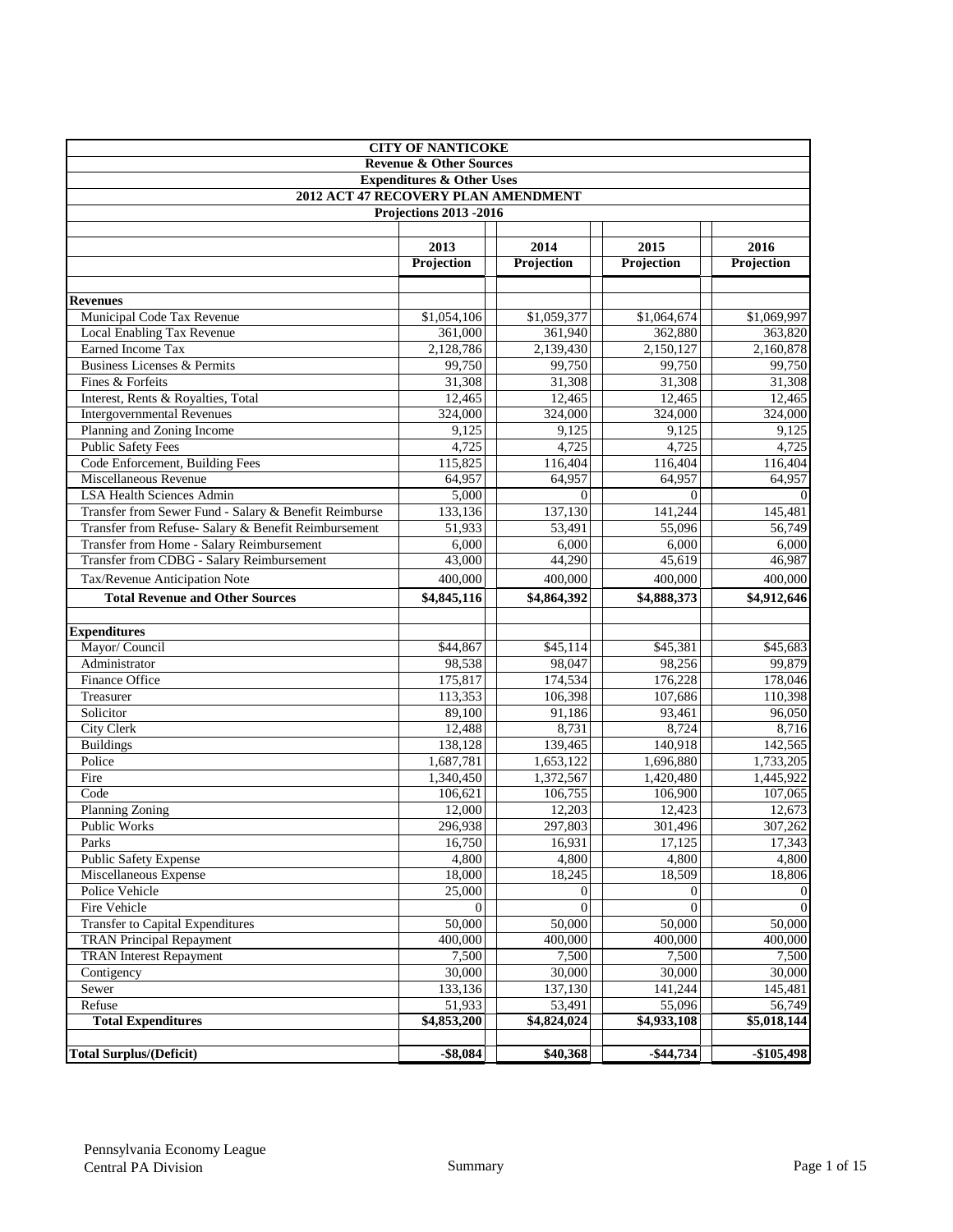| CITY OF NANTICOKE | | | | |
|---|---|---|---|---|
| Revenue & Other Sources | | | | |
| Expenditures & Other Uses | | | | |
| 2012 ACT 47 RECOVERY PLAN AMENDMENT | | | | |
| Projections 2013 -2016 | | | | |
| | 2013 Projection | 2014 Projection | 2015 Projection | 2016 Projection |
| **Revenues** | | | | |
| Municipal Code Tax Revenue | $1,054,106 | $1,059,377 | $1,064,674 | $1,069,997 |
| Local Enabling Tax Revenue | 361,000 | 361,940 | 362,880 | 363,820 |
| Earned Income Tax | 2,128,786 | 2,139,430 | 2,150,127 | 2,160,878 |
| Business Licenses & Permits | 99,750 | 99,750 | 99,750 | 99,750 |
| Fines & Forfeits | 31,308 | 31,308 | 31,308 | 31,308 |
| Interest, Rents & Royalties, Total | 12,465 | 12,465 | 12,465 | 12,465 |
| Intergovernmental Revenues | 324,000 | 324,000 | 324,000 | 324,000 |
| Planning and Zoning Income | 9,125 | 9,125 | 9,125 | 9,125 |
| Public Safety Fees | 4,725 | 4,725 | 4,725 | 4,725 |
| Code Enforcement, Building Fees | 115,825 | 116,404 | 116,404 | 116,404 |
| Miscellaneous Revenue | 64,957 | 64,957 | 64,957 | 64,957 |
| LSA Health Sciences Admin | 5,000 | 0 | 0 | 0 |
| Transfer from Sewer Fund - Salary & Benefit Reimburse | 133,136 | 137,130 | 141,244 | 145,481 |
| Transfer from Refuse- Salary & Benefit Reimbursement | 51,933 | 53,491 | 55,096 | 56,749 |
| Transfer from Home - Salary Reimbursement | 6,000 | 6,000 | 6,000 | 6,000 |
| Transfer from CDBG - Salary Reimbursement | 43,000 | 44,290 | 45,619 | 46,987 |
| Tax/Revenue Anticipation Note | 400,000 | 400,000 | 400,000 | 400,000 |
| **Total Revenue and Other Sources** | **$4,845,116** | **$4,864,392** | **$4,888,373** | **$4,912,646** |
| **Expenditures** | | | | |
| Mayor/ Council | $44,867 | $45,114 | $45,381 | $45,683 |
| Administrator | 98,538 | 98,047 | 98,256 | 99,879 |
| Finance Office | 175,817 | 174,534 | 176,228 | 178,046 |
| Treasurer | 113,353 | 106,398 | 107,686 | 110,398 |
| Solicitor | 89,100 | 91,186 | 93,461 | 96,050 |
| City Clerk | 12,488 | 8,731 | 8,724 | 8,716 |
| Buildings | 138,128 | 139,465 | 140,918 | 142,565 |
| Police | 1,687,781 | 1,653,122 | 1,696,880 | 1,733,205 |
| Fire | 1,340,450 | 1,372,567 | 1,420,480 | 1,445,922 |
| Code | 106,621 | 106,755 | 106,900 | 107,065 |
| Planning Zoning | 12,000 | 12,203 | 12,423 | 12,673 |
| Public Works | 296,938 | 297,803 | 301,496 | 307,262 |
| Parks | 16,750 | 16,931 | 17,125 | 17,343 |
| Public Safety Expense | 4,800 | 4,800 | 4,800 | 4,800 |
| Miscellaneous Expense | 18,000 | 18,245 | 18,509 | 18,806 |
| Police Vehicle | 25,000 | 0 | 0 | 0 |
| Fire Vehicle | 0 | 0 | 0 | 0 |
| Transfer to Capital Expenditures | 50,000 | 50,000 | 50,000 | 50,000 |
| TRAN Principal Repayment | 400,000 | 400,000 | 400,000 | 400,000 |
| TRAN Interest Repayment | 7,500 | 7,500 | 7,500 | 7,500 |
| Contigency | 30,000 | 30,000 | 30,000 | 30,000 |
| Sewer | 133,136 | 137,130 | 141,244 | 145,481 |
| Refuse | 51,933 | 53,491 | 55,096 | 56,749 |
| **Total Expenditures** | **$4,853,200** | **$4,824,024** | **$4,933,108** | **$5,018,144** |
| **Total Surplus/(Deficit)** | **-$8,084** | **$40,368** | **-$44,734** | **-$105,498** |

Pennsylvania Economy League
Central PA Division

Summary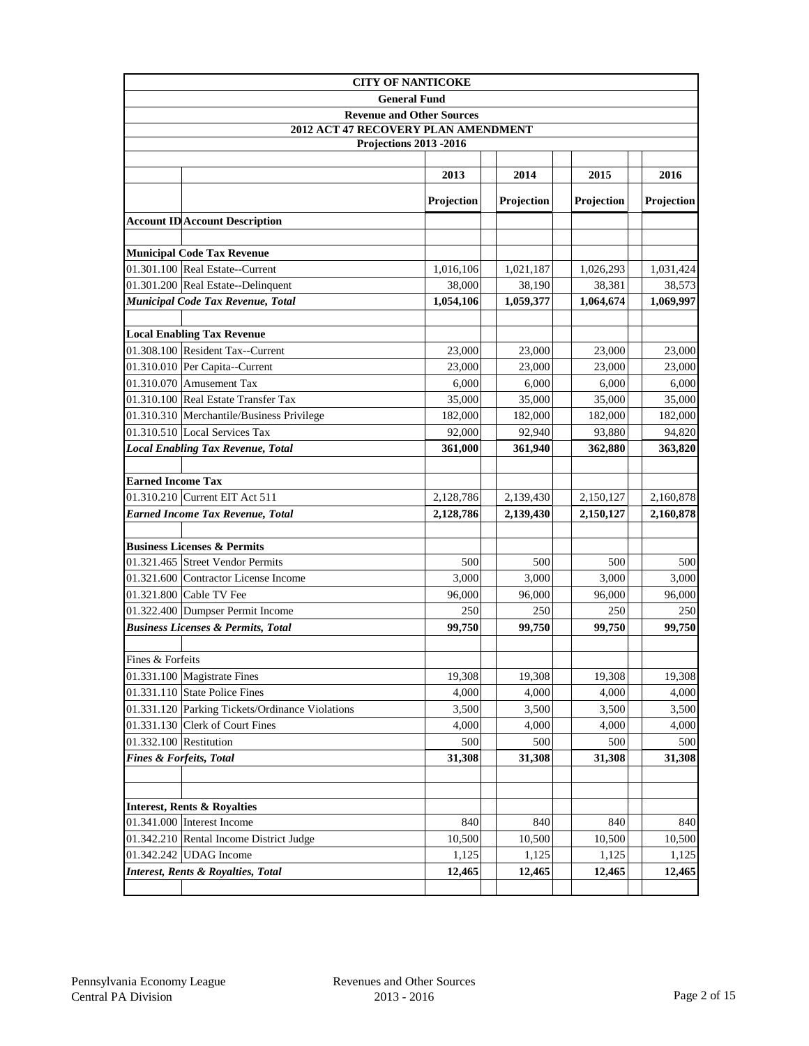**CITY OF NANTICOKE**

**General Fund**

**Revenue and Other Sources**

**2012 ACT 47 RECOVERY PLAN AMENDMENT**

**Projections 2013 -2016**

| Account ID | Account Description | 2013 Projection | 2014 Projection | 2015 Projection | 2016 Projection |
|---|---|---|---|---|---|
| **Municipal Code Tax Revenue** | | | | | |
| 01.301.100 | Real Estate--Current | 1,016,106 | 1,021,187 | 1,026,293 | 1,031,424 |
| 01.301.200 | Real Estate--Delinquent | 38,000 | 38,190 | 38,381 | 38,573 |
| ***Municipal Code Tax Revenue, Total*** | | **1,054,106** | **1,059,377** | **1,064,674** | **1,069,997** |
| | | | | | |
| **Local Enabling Tax Revenue** | | | | | |
| 01.308.100 | Resident Tax--Current | 23,000 | 23,000 | 23,000 | 23,000 |
| 01.310.010 | Per Capita--Current | 23,000 | 23,000 | 23,000 | 23,000 |
| 01.310.070 | Amusement Tax | 6,000 | 6,000 | 6,000 | 6,000 |
| 01.310.100 | Real Estate Transfer Tax | 35,000 | 35,000 | 35,000 | 35,000 |
| 01.310.310 | Merchantile/Business Privilege | 182,000 | 182,000 | 182,000 | 182,000 |
| 01.310.510 | Local Services Tax | 92,000 | 92,940 | 93,880 | 94,820 |
| ***Local Enabling Tax Revenue, Total*** | | **361,000** | **361,940** | **362,880** | **363,820** |
| | | | | | |
| **Earned Income Tax** | | | | | |
| 01.310.210 | Current EIT Act 511 | 2,128,786 | 2,139,430 | 2,150,127 | 2,160,878 |
| ***Earned Income Tax Revenue, Total*** | | **2,128,786** | **2,139,430** | **2,150,127** | **2,160,878** |
| | | | | | |
| **Business Licenses & Permits** | | | | | |
| 01.321.465 | Street Vendor Permits | 500 | 500 | 500 | 500 |
| 01.321.600 | Contractor License Income | 3,000 | 3,000 | 3,000 | 3,000 |
| 01.321.800 | Cable TV Fee | 96,000 | 96,000 | 96,000 | 96,000 |
| 01.322.400 | Dumpser Permit Income | 250 | 250 | 250 | 250 |
| ***Business Licenses & Permits, Total*** | | **99,750** | **99,750** | **99,750** | **99,750** |
| | | | | | |
| Fines & Forfeits | | | | | |
| 01.331.100 | Magistrate Fines | 19,308 | 19,308 | 19,308 | 19,308 |
| 01.331.110 | State Police Fines | 4,000 | 4,000 | 4,000 | 4,000 |
| 01.331.120 | Parking Tickets/Ordinance Violations | 3,500 | 3,500 | 3,500 | 3,500 |
| 01.331.130 | Clerk of Court Fines | 4,000 | 4,000 | 4,000 | 4,000 |
| 01.332.100 | Restitution | 500 | 500 | 500 | 500 |
| ***Fines & Forfeits, Total*** | | **31,308** | **31,308** | **31,308** | **31,308** |
| | | | | | |
| **Interest, Rents & Royalties** | | | | | |
| 01.341.000 | Interest Income | 840 | 840 | 840 | 840 |
| 01.342.210 | Rental Income District Judge | 10,500 | 10,500 | 10,500 | 10,500 |
| 01.342.242 | UDAG Income | 1,125 | 1,125 | 1,125 | 1,125 |
| ***Interest, Rents & Royalties, Total*** | | **12,465** | **12,465** | **12,465** | **12,465** |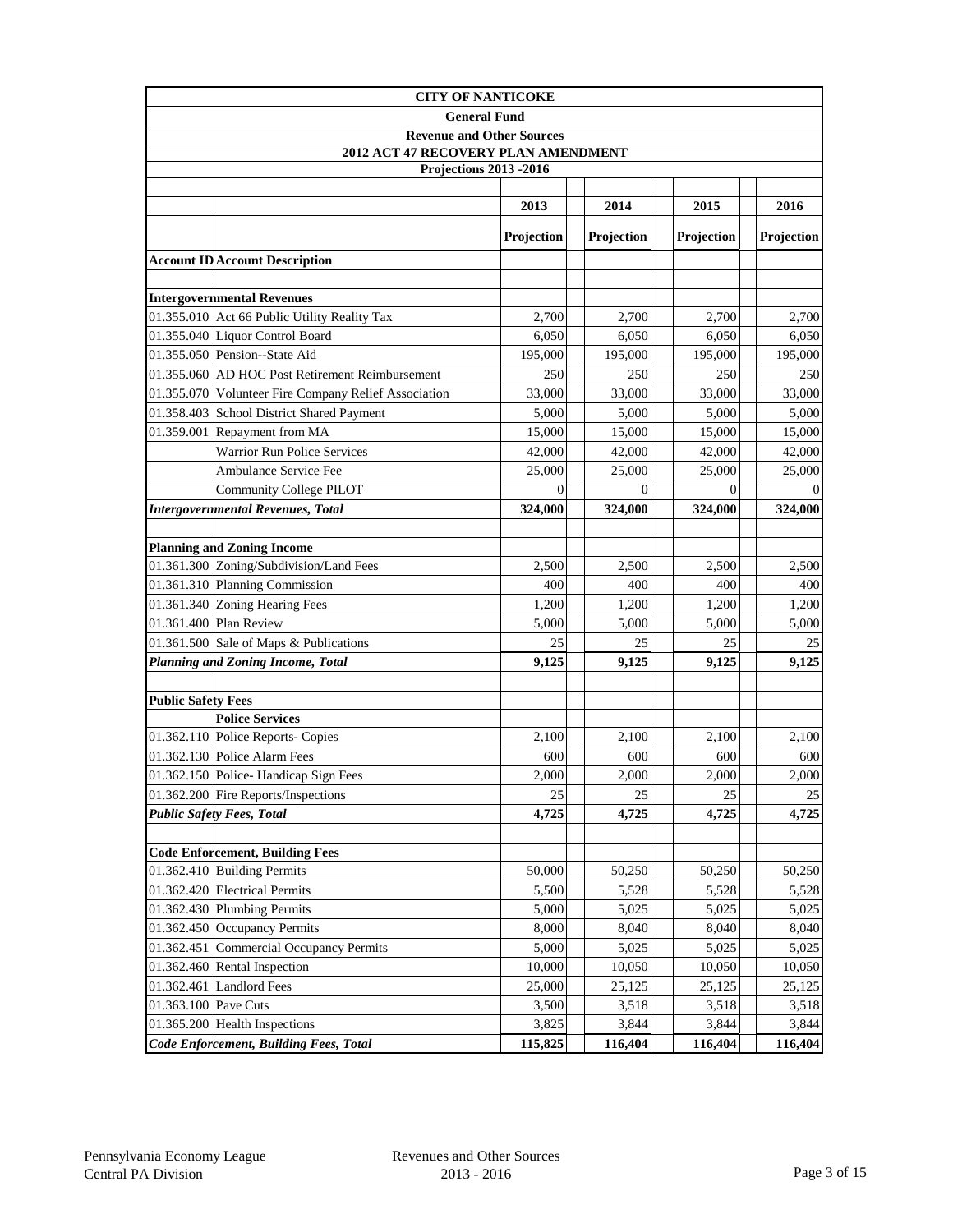| CITY OF NANTICOKE | | | | | |
|---|---|---|---|---|---|
| General Fund | | | | | |
| Revenue and Other Sources | | | | | |
| 2012 ACT 47 RECOVERY PLAN AMENDMENT | | | | | |
| Projections 2013 -2016 | | | | | |
| | | 2013 | 2014 | 2015 | 2016 |
| | | Projection | Projection | Projection | Projection |
| **Account ID** | **Account Description** | | | | |
| **Intergovernmental Revenues** | | | | | |
| 01.355.010 | Act 66 Public Utility Reality Tax | 2,700 | 2,700 | 2,700 | 2,700 |
| 01.355.040 | Liquor Control Board | 6,050 | 6,050 | 6,050 | 6,050 |
| 01.355.050 | Pension--State Aid | 195,000 | 195,000 | 195,000 | 195,000 |
| 01.355.060 | AD HOC Post Retirement Reimbursement | 250 | 250 | 250 | 250 |
| 01.355.070 | Volunteer Fire Company Relief Association | 33,000 | 33,000 | 33,000 | 33,000 |
| 01.358.403 | School District Shared Payment | 5,000 | 5,000 | 5,000 | 5,000 |
| 01.359.001 | Repayment from MA | 15,000 | 15,000 | 15,000 | 15,000 |
| | Warrior Run Police Services | 42,000 | 42,000 | 42,000 | 42,000 |
| | Ambulance Service Fee | 25,000 | 25,000 | 25,000 | 25,000 |
| | Community College PILOT | 0 | 0 | 0 | 0 |
| ***Intergovernmental Revenues, Total*** | | **324,000** | **324,000** | **324,000** | **324,000** |
| **Planning and Zoning Income** | | | | | |
| 01.361.300 | Zoning/Subdivision/Land Fees | 2,500 | 2,500 | 2,500 | 2,500 |
| 01.361.310 | Planning Commission | 400 | 400 | 400 | 400 |
| 01.361.340 | Zoning Hearing Fees | 1,200 | 1,200 | 1,200 | 1,200 |
| 01.361.400 | Plan Review | 5,000 | 5,000 | 5,000 | 5,000 |
| 01.361.500 | Sale of Maps & Publications | 25 | 25 | 25 | 25 |
| ***Planning and Zoning Income, Total*** | | **9,125** | **9,125** | **9,125** | **9,125** |
| **Public Safety Fees** | | | | | |
| | **Police Services** | | | | |
| 01.362.110 | Police Reports- Copies | 2,100 | 2,100 | 2,100 | 2,100 |
| 01.362.130 | Police Alarm Fees | 600 | 600 | 600 | 600 |
| 01.362.150 | Police- Handicap Sign Fees | 2,000 | 2,000 | 2,000 | 2,000 |
| 01.362.200 | Fire Reports/Inspections | 25 | 25 | 25 | 25 |
| ***Public Safety Fees, Total*** | | **4,725** | **4,725** | **4,725** | **4,725** |
| **Code Enforcement, Building Fees** | | | | | |
| 01.362.410 | Building Permits | 50,000 | 50,250 | 50,250 | 50,250 |
| 01.362.420 | Electrical Permits | 5,500 | 5,528 | 5,528 | 5,528 |
| 01.362.430 | Plumbing Permits | 5,000 | 5,025 | 5,025 | 5,025 |
| 01.362.450 | Occupancy Permits | 8,000 | 8,040 | 8,040 | 8,040 |
| 01.362.451 | Commercial Occupancy Permits | 5,000 | 5,025 | 5,025 | 5,025 |
| 01.362.460 | Rental Inspection | 10,000 | 10,050 | 10,050 | 10,050 |
| 01.362.461 | Landlord Fees | 25,000 | 25,125 | 25,125 | 25,125 |
| 01.363.100 | Pave Cuts | 3,500 | 3,518 | 3,518 | 3,518 |
| 01.365.200 | Health Inspections | 3,825 | 3,844 | 3,844 | 3,844 |
| ***Code Enforcement, Building Fees, Total*** | | **115,825** | **116,404** | **116,404** | **116,404** |

Pennsylvania Economy League
Central PA Division

Revenues and Other Sources
2013 - 2016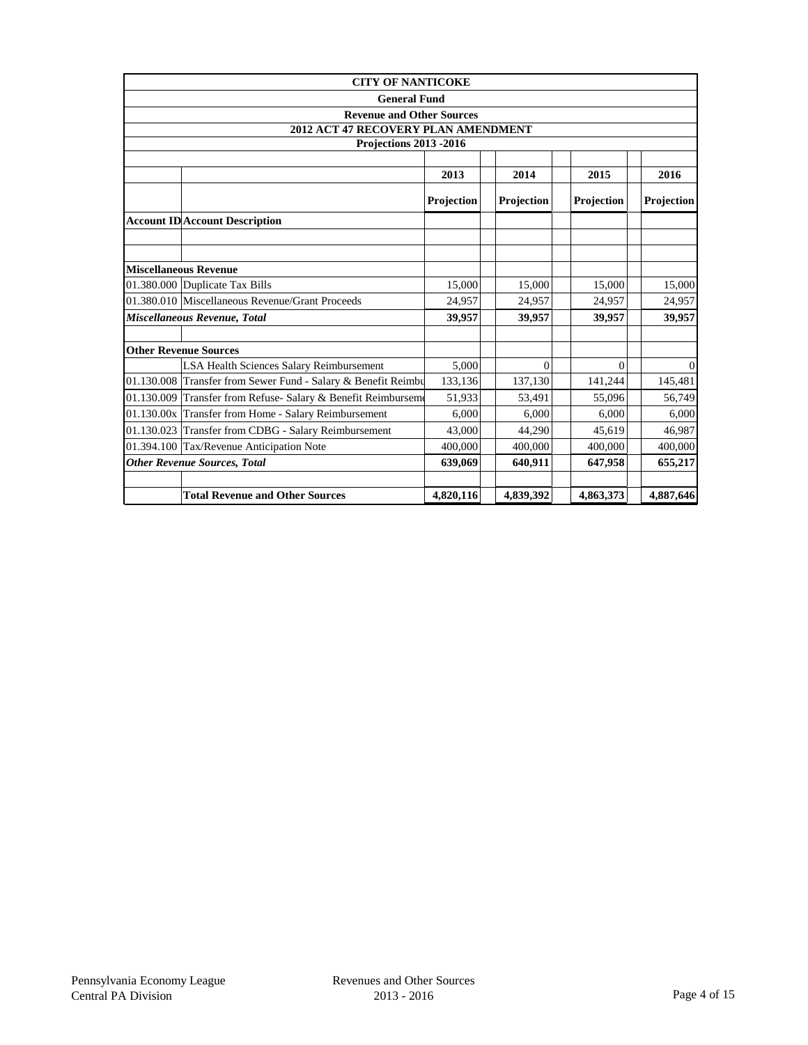| CITY OF NANTICOKE | | | | | |
|---|---|---|---|---|---|
| **General Fund** | | | | | |
| **Revenue and Other Sources** | | | | | |
| **2012 ACT 47 RECOVERY PLAN AMENDMENT** | | | | | |
| **Projections 2013 -2016** | | | | | |
| | | **2013** | **2014** | **2015** | **2016** |
| | | **Projection** | **Projection** | **Projection** | **Projection** |
| **Account ID** | **Account Description** | | | | |
| **Miscellaneous Revenue** | | | | | |
| 01.380.000 | Duplicate Tax Bills | 15,000 | 15,000 | 15,000 | 15,000 |
| 01.380.010 | Miscellaneous Revenue/Grant Proceeds | 24,957 | 24,957 | 24,957 | 24,957 |
| ***Miscellaneous Revenue, Total*** | | **39,957** | **39,957** | **39,957** | **39,957** |
| **Other Revenue Sources** | | | | | |
| | LSA Health Sciences Salary Reimbursement | 5,000 | 0 | 0 | 0 |
| 01.130.008 | Transfer from Sewer Fund - Salary & Benefit Reimbu | 133,136 | 137,130 | 141,244 | 145,481 |
| 01.130.009 | Transfer from Refuse- Salary & Benefit Reimburseme | 51,933 | 53,491 | 55,096 | 56,749 |
| 01.130.00x | Transfer from Home - Salary Reimbursement | 6,000 | 6,000 | 6,000 | 6,000 |
| 01.130.023 | Transfer from CDBG - Salary Reimbursement | 43,000 | 44,290 | 45,619 | 46,987 |
| 01.394.100 | Tax/Revenue Anticipation Note | 400,000 | 400,000 | 400,000 | 400,000 |
| ***Other Revenue Sources, Total*** | | **639,069** | **640,911** | **647,958** | **655,217** |
| | **Total Revenue and Other Sources** | **4,820,116** | **4,839,392** | **4,863,373** | **4,887,646** |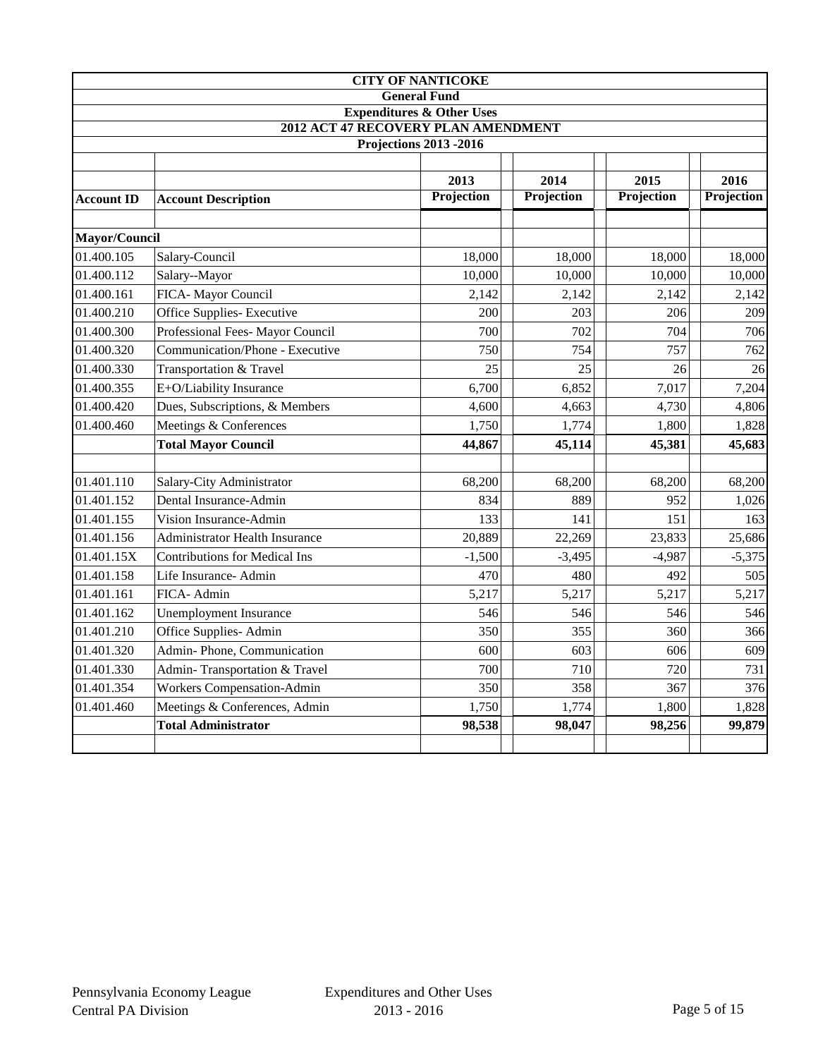| CITY OF NANTICOKE | | | | | |
|---|---|---|---|---|---|
| General Fund | | | | | |
| Expenditures & Other Uses | | | | | |
| 2012 ACT 47 RECOVERY PLAN AMENDMENT | | | | | |
| Projections 2013 -2016 | | | | | |
| | | 2013 | 2014 | 2015 | 2016 |
| **Account ID** | **Account Description** | **Projection** | **Projection** | **Projection** | **Projection** |
| | | | | | |
| **Mayor/Council** | | | | | |
| 01.400.105 | Salary-Council | 18,000 | 18,000 | 18,000 | 18,000 |
| 01.400.112 | Salary--Mayor | 10,000 | 10,000 | 10,000 | 10,000 |
| 01.400.161 | FICA- Mayor Council | 2,142 | 2,142 | 2,142 | 2,142 |
| 01.400.210 | Office Supplies- Executive | 200 | 203 | 206 | 209 |
| 01.400.300 | Professional Fees- Mayor Council | 700 | 702 | 704 | 706 |
| 01.400.320 | Communication/Phone - Executive | 750 | 754 | 757 | 762 |
| 01.400.330 | Transportation & Travel | 25 | 25 | 26 | 26 |
| 01.400.355 | E+O/Liability Insurance | 6,700 | 6,852 | 7,017 | 7,204 |
| 01.400.420 | Dues, Subscriptions, & Members | 4,600 | 4,663 | 4,730 | 4,806 |
| 01.400.460 | Meetings & Conferences | 1,750 | 1,774 | 1,800 | 1,828 |
| | **Total Mayor Council** | **44,867** | **45,114** | **45,381** | **45,683** |
| | | | | | |
| 01.401.110 | Salary-City Administrator | 68,200 | 68,200 | 68,200 | 68,200 |
| 01.401.152 | Dental Insurance-Admin | 834 | 889 | 952 | 1,026 |
| 01.401.155 | Vision Insurance-Admin | 133 | 141 | 151 | 163 |
| 01.401.156 | Administrator Health Insurance | 20,889 | 22,269 | 23,833 | 25,686 |
| 01.401.15X | Contributions for Medical Ins | -1,500 | -3,495 | -4,987 | -5,375 |
| 01.401.158 | Life Insurance- Admin | 470 | 480 | 492 | 505 |
| 01.401.161 | FICA- Admin | 5,217 | 5,217 | 5,217 | 5,217 |
| 01.401.162 | Unemployment Insurance | 546 | 546 | 546 | 546 |
| 01.401.210 | Office Supplies- Admin | 350 | 355 | 360 | 366 |
| 01.401.320 | Admin- Phone, Communication | 600 | 603 | 606 | 609 |
| 01.401.330 | Admin- Transportation & Travel | 700 | 710 | 720 | 731 |
| 01.401.354 | Workers Compensation-Admin | 350 | 358 | 367 | 376 |
| 01.401.460 | Meetings & Conferences, Admin | 1,750 | 1,774 | 1,800 | 1,828 |
| | **Total Administrator** | **98,538** | **98,047** | **98,256** | **99,879** |

Pennsylvania Economy League
Central PA Division

Expenditures and Other Uses
2013 - 2016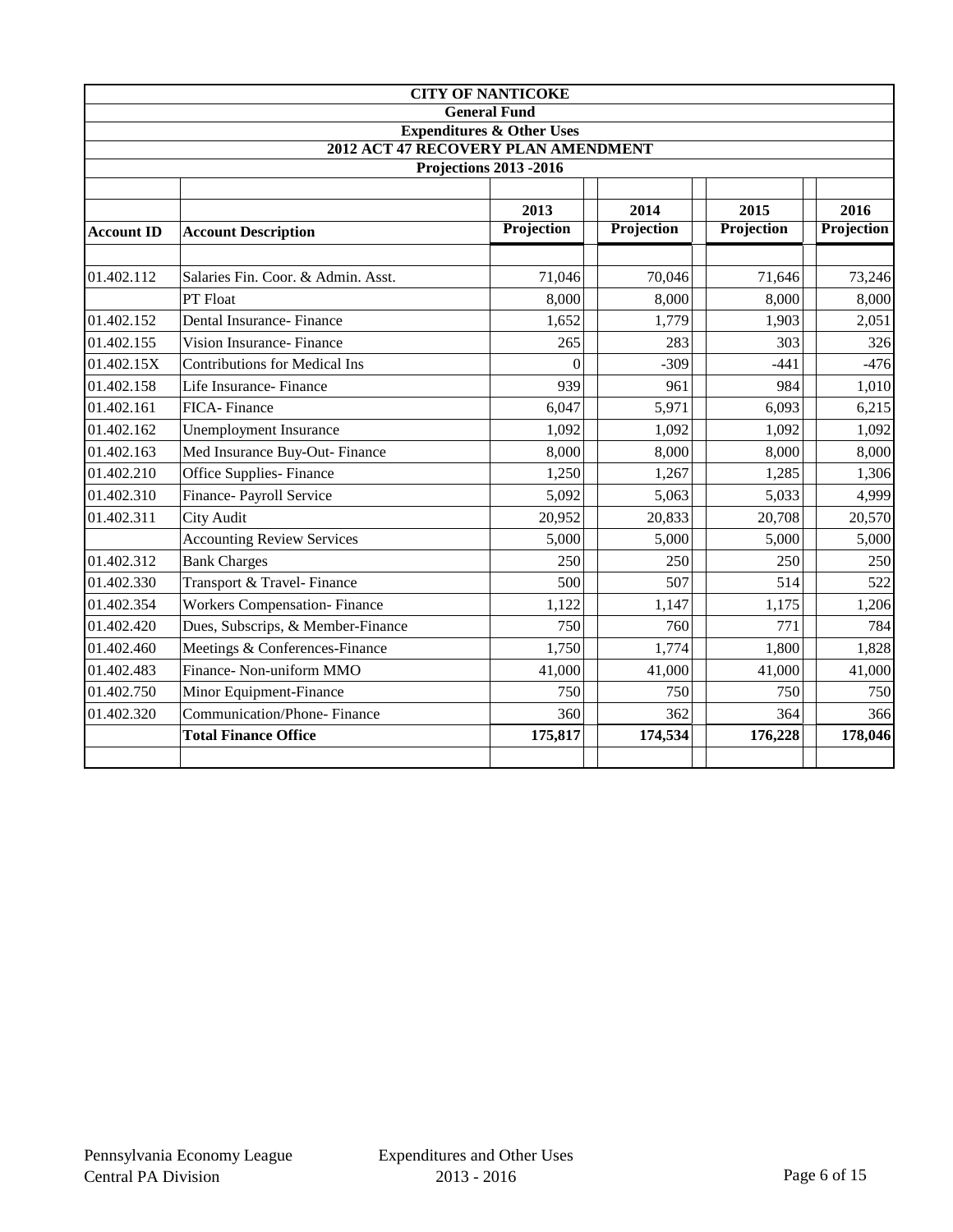| CITY OF NANTICOKE | | | | | |
|---|---|---|---|---|---|
| General Fund | | | | | |
| Expenditures & Other Uses | | | | | |
| 2012 ACT 47 RECOVERY PLAN AMENDMENT | | | | | |
| Projections 2013 -2016 | | | | | |
| **Account ID** | **Account Description** | **2013 Projection** | **2014 Projection** | **2015 Projection** | **2016 Projection** |
| 01.402.112 | Salaries Fin. Coor. & Admin. Asst. | 71,046 | 70,046 | 71,646 | 73,246 |
| | PT Float | 8,000 | 8,000 | 8,000 | 8,000 |
| 01.402.152 | Dental Insurance- Finance | 1,652 | 1,779 | 1,903 | 2,051 |
| 01.402.155 | Vision Insurance- Finance | 265 | 283 | 303 | 326 |
| 01.402.15X | Contributions for Medical Ins | 0 | -309 | -441 | -476 |
| 01.402.158 | Life Insurance- Finance | 939 | 961 | 984 | 1,010 |
| 01.402.161 | FICA- Finance | 6,047 | 5,971 | 6,093 | 6,215 |
| 01.402.162 | Unemployment Insurance | 1,092 | 1,092 | 1,092 | 1,092 |
| 01.402.163 | Med Insurance Buy-Out- Finance | 8,000 | 8,000 | 8,000 | 8,000 |
| 01.402.210 | Office Supplies- Finance | 1,250 | 1,267 | 1,285 | 1,306 |
| 01.402.310 | Finance- Payroll Service | 5,092 | 5,063 | 5,033 | 4,999 |
| 01.402.311 | City Audit | 20,952 | 20,833 | 20,708 | 20,570 |
| | Accounting Review Services | 5,000 | 5,000 | 5,000 | 5,000 |
| 01.402.312 | Bank Charges | 250 | 250 | 250 | 250 |
| 01.402.330 | Transport & Travel- Finance | 500 | 507 | 514 | 522 |
| 01.402.354 | Workers Compensation- Finance | 1,122 | 1,147 | 1,175 | 1,206 |
| 01.402.420 | Dues, Subscrips, & Member-Finance | 750 | 760 | 771 | 784 |
| 01.402.460 | Meetings & Conferences-Finance | 1,750 | 1,774 | 1,800 | 1,828 |
| 01.402.483 | Finance- Non-uniform MMO | 41,000 | 41,000 | 41,000 | 41,000 |
| 01.402.750 | Minor Equipment-Finance | 750 | 750 | 750 | 750 |
| 01.402.320 | Communication/Phone- Finance | 360 | 362 | 364 | 366 |
| | **Total Finance Office** | **175,817** | **174,534** | **176,228** | **178,046** |

Pennsylvania Economy League
Central PA Division

Expenditures and Other Uses
2013 - 2016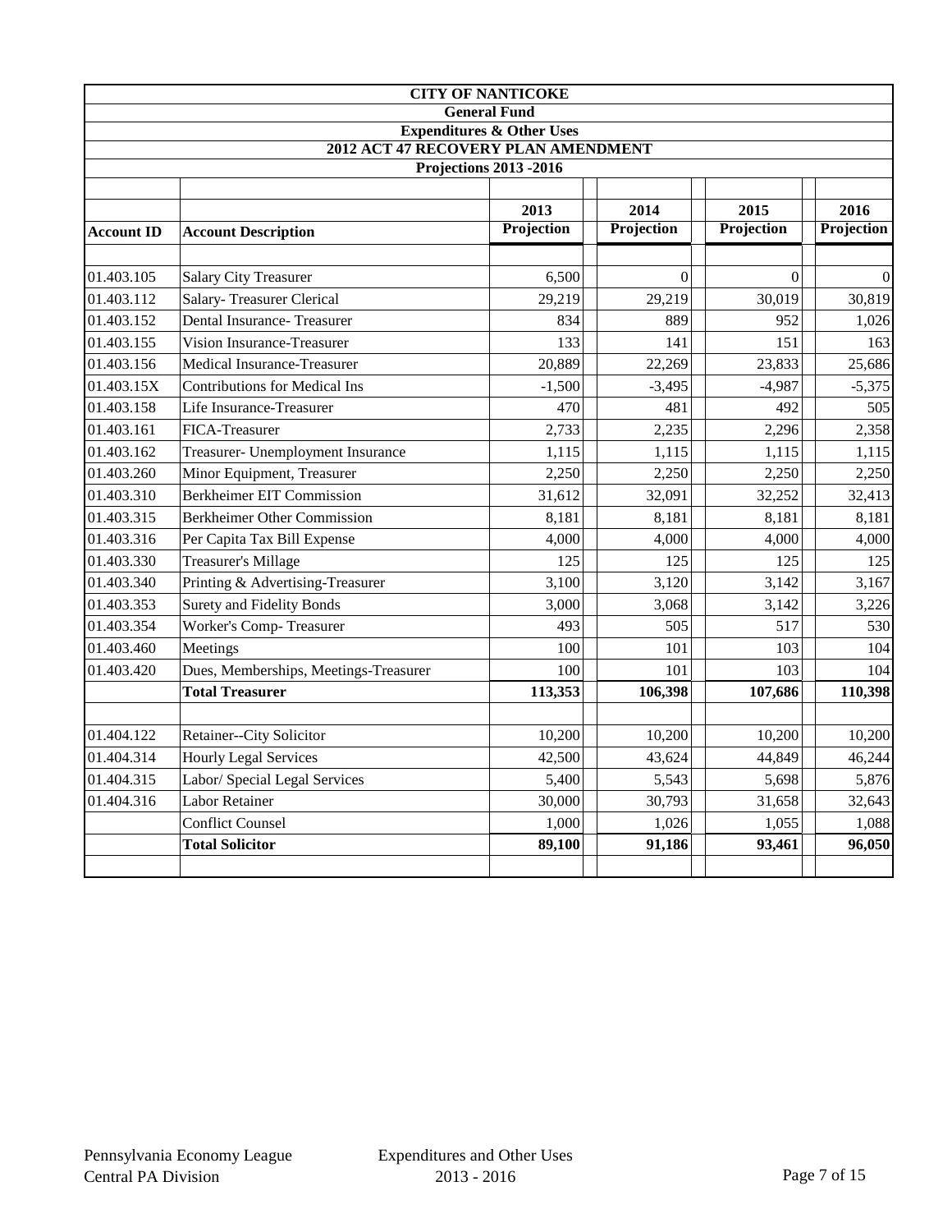**CITY OF NANTICOKE**
**General Fund**
**Expenditures & Other Uses**
**2012 ACT 47 RECOVERY PLAN AMENDMENT**
**Projections 2013 -2016**

| Account ID | Account Description | 2013 Projection | 2014 Projection | 2015 Projection | 2016 Projection |
|---|---|---|---|---|---|
| 01.403.105 | Salary City Treasurer | 6,500 | 0 | 0 | 0 |
| 01.403.112 | Salary- Treasurer Clerical | 29,219 | 29,219 | 30,019 | 30,819 |
| 01.403.152 | Dental Insurance- Treasurer | 834 | 889 | 952 | 1,026 |
| 01.403.155 | Vision Insurance-Treasurer | 133 | 141 | 151 | 163 |
| 01.403.156 | Medical Insurance-Treasurer | 20,889 | 22,269 | 23,833 | 25,686 |
| 01.403.15X | Contributions for Medical Ins | -1,500 | -3,495 | -4,987 | -5,375 |
| 01.403.158 | Life Insurance-Treasurer | 470 | 481 | 492 | 505 |
| 01.403.161 | FICA-Treasurer | 2,733 | 2,235 | 2,296 | 2,358 |
| 01.403.162 | Treasurer- Unemployment Insurance | 1,115 | 1,115 | 1,115 | 1,115 |
| 01.403.260 | Minor Equipment, Treasurer | 2,250 | 2,250 | 2,250 | 2,250 |
| 01.403.310 | Berkheimer EIT Commission | 31,612 | 32,091 | 32,252 | 32,413 |
| 01.403.315 | Berkheimer Other Commission | 8,181 | 8,181 | 8,181 | 8,181 |
| 01.403.316 | Per Capita Tax Bill Expense | 4,000 | 4,000 | 4,000 | 4,000 |
| 01.403.330 | Treasurer's Millage | 125 | 125 | 125 | 125 |
| 01.403.340 | Printing & Advertising-Treasurer | 3,100 | 3,120 | 3,142 | 3,167 |
| 01.403.353 | Surety and Fidelity Bonds | 3,000 | 3,068 | 3,142 | 3,226 |
| 01.403.354 | Worker's Comp- Treasurer | 493 | 505 | 517 | 530 |
| 01.403.460 | Meetings | 100 | 101 | 103 | 104 |
| 01.403.420 | Dues, Memberships, Meetings-Treasurer | 100 | 101 | 103 | 104 |
| | **Total Treasurer** | **113,353** | **106,398** | **107,686** | **110,398** |
| | | | | | |
| 01.404.122 | Retainer--City Solicitor | 10,200 | 10,200 | 10,200 | 10,200 |
| 01.404.314 | Hourly Legal Services | 42,500 | 43,624 | 44,849 | 46,244 |
| 01.404.315 | Labor/ Special Legal Services | 5,400 | 5,543 | 5,698 | 5,876 |
| 01.404.316 | Labor Retainer | 30,000 | 30,793 | 31,658 | 32,643 |
| | Conflict Counsel | 1,000 | 1,026 | 1,055 | 1,088 |
| | **Total Solicitor** | **89,100** | **91,186** | **93,461** | **96,050** |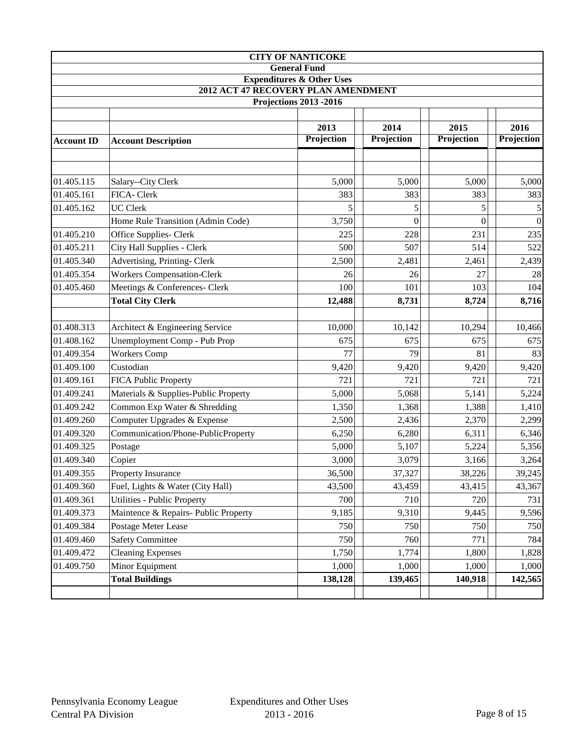| CITY OF NANTICOKE | | | | | |
|---|---|---|---|---|---|
| General Fund | | | | | |
| Expenditures & Other Uses | | | | | |
| 2012 ACT 47 RECOVERY PLAN AMENDMENT | | | | | |
| Projections 2013 -2016 | | | | | |
| | | 2013 | 2014 | 2015 | 2016 |
| **Account ID** | **Account Description** | **Projection** | **Projection** | **Projection** | **Projection** |
| 01.405.115 | Salary--City Clerk | 5,000 | 5,000 | 5,000 | 5,000 |
| 01.405.161 | FICA- Clerk | 383 | 383 | 383 | 383 |
| 01.405.162 | UC Clerk | 5 | 5 | 5 | 5 |
| | Home Rule Transition (Admin Code) | 3,750 | 0 | 0 | 0 |
| 01.405.210 | Office Supplies- Clerk | 225 | 228 | 231 | 235 |
| 01.405.211 | City Hall Supplies - Clerk | 500 | 507 | 514 | 522 |
| 01.405.340 | Advertising, Printing- Clerk | 2,500 | 2,481 | 2,461 | 2,439 |
| 01.405.354 | Workers Compensation-Clerk | 26 | 26 | 27 | 28 |
| 01.405.460 | Meetings & Conferences- Clerk | 100 | 101 | 103 | 104 |
| | **Total City Clerk** | **12,488** | **8,731** | **8,724** | **8,716** |
| | | | | | |
| 01.408.313 | Architect & Engineering Service | 10,000 | 10,142 | 10,294 | 10,466 |
| 01.408.162 | Unemployment Comp - Pub Prop | 675 | 675 | 675 | 675 |
| 01.409.354 | Workers Comp | 77 | 79 | 81 | 83 |
| 01.409.100 | Custodian | 9,420 | 9,420 | 9,420 | 9,420 |
| 01.409.161 | FICA Public Property | 721 | 721 | 721 | 721 |
| 01.409.241 | Materials & Supplies-Public Property | 5,000 | 5,068 | 5,141 | 5,224 |
| 01.409.242 | Common Exp Water & Shredding | 1,350 | 1,368 | 1,388 | 1,410 |
| 01.409.260 | Computer Upgrades & Expense | 2,500 | 2,436 | 2,370 | 2,299 |
| 01.409.320 | Communication/Phone-PublicProperty | 6,250 | 6,280 | 6,311 | 6,346 |
| 01.409.325 | Postage | 5,000 | 5,107 | 5,224 | 5,356 |
| 01.409.340 | Copier | 3,000 | 3,079 | 3,166 | 3,264 |
| 01.409.355 | Property Insurance | 36,500 | 37,327 | 38,226 | 39,245 |
| 01.409.360 | Fuel, Lights & Water (City Hall) | 43,500 | 43,459 | 43,415 | 43,367 |
| 01.409.361 | Utilities - Public Property | 700 | 710 | 720 | 731 |
| 01.409.373 | Maintence & Repairs- Public Property | 9,185 | 9,310 | 9,445 | 9,596 |
| 01.409.384 | Postage Meter Lease | 750 | 750 | 750 | 750 |
| 01.409.460 | Safety Committee | 750 | 760 | 771 | 784 |
| 01.409.472 | Cleaning Expenses | 1,750 | 1,774 | 1,800 | 1,828 |
| 01.409.750 | Minor Equipment | 1,000 | 1,000 | 1,000 | 1,000 |
| | **Total Buildings** | **138,128** | **139,465** | **140,918** | **142,565** |

Pennsylvania Economy League
Central PA Division

Expenditures and Other Uses
2013 - 2016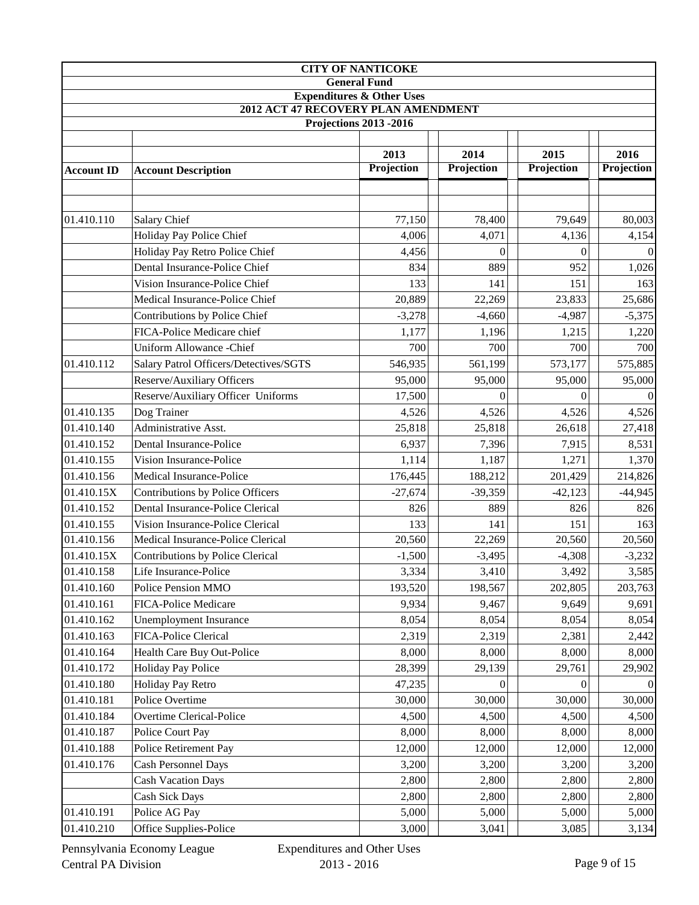| CITY OF NANTICOKE | | | | | |
|---|---|---|---|---|---|
| General Fund | | | | | |
| Expenditures & Other Uses | | | | | |
| 2012 ACT 47 RECOVERY PLAN AMENDMENT | | | | | |
| Projections 2013 -2016 | | | | | |
| **Account ID** | **Account Description** | **2013 Projection** | **2014 Projection** | **2015 Projection** | **2016 Projection** |
| 01.410.110 | Salary Chief | 77,150 | 78,400 | 79,649 | 80,003 |
| | Holiday Pay Police Chief | 4,006 | 4,071 | 4,136 | 4,154 |
| | Holiday Pay Retro Police Chief | 4,456 | 0 | 0 | 0 |
| | Dental Insurance-Police Chief | 834 | 889 | 952 | 1,026 |
| | Vision Insurance-Police Chief | 133 | 141 | 151 | 163 |
| | Medical Insurance-Police Chief | 20,889 | 22,269 | 23,833 | 25,686 |
| | Contributions by Police Chief | -3,278 | -4,660 | -4,987 | -5,375 |
| | FICA-Police Medicare chief | 1,177 | 1,196 | 1,215 | 1,220 |
| | Uniform Allowance -Chief | 700 | 700 | 700 | 700 |
| 01.410.112 | Salary Patrol Officers/Detectives/SGTS | 546,935 | 561,199 | 573,177 | 575,885 |
| | Reserve/Auxiliary Officers | 95,000 | 95,000 | 95,000 | 95,000 |
| | Reserve/Auxiliary Officer Uniforms | 17,500 | 0 | 0 | 0 |
| 01.410.135 | Dog Trainer | 4,526 | 4,526 | 4,526 | 4,526 |
| 01.410.140 | Administrative Asst. | 25,818 | 25,818 | 26,618 | 27,418 |
| 01.410.152 | Dental Insurance-Police | 6,937 | 7,396 | 7,915 | 8,531 |
| 01.410.155 | Vision Insurance-Police | 1,114 | 1,187 | 1,271 | 1,370 |
| 01.410.156 | Medical Insurance-Police | 176,445 | 188,212 | 201,429 | 214,826 |
| 01.410.15X | Contributions by Police Officers | -27,674 | -39,359 | -42,123 | -44,945 |
| 01.410.152 | Dental Insurance-Police Clerical | 826 | 889 | 826 | 826 |
| 01.410.155 | Vision Insurance-Police Clerical | 133 | 141 | 151 | 163 |
| 01.410.156 | Medical Insurance-Police Clerical | 20,560 | 22,269 | 20,560 | 20,560 |
| 01.410.15X | Contributions by Police Clerical | -1,500 | -3,495 | -4,308 | -3,232 |
| 01.410.158 | Life Insurance-Police | 3,334 | 3,410 | 3,492 | 3,585 |
| 01.410.160 | Police Pension MMO | 193,520 | 198,567 | 202,805 | 203,763 |
| 01.410.161 | FICA-Police Medicare | 9,934 | 9,467 | 9,649 | 9,691 |
| 01.410.162 | Unemployment Insurance | 8,054 | 8,054 | 8,054 | 8,054 |
| 01.410.163 | FICA-Police Clerical | 2,319 | 2,319 | 2,381 | 2,442 |
| 01.410.164 | Health Care Buy Out-Police | 8,000 | 8,000 | 8,000 | 8,000 |
| 01.410.172 | Holiday Pay Police | 28,399 | 29,139 | 29,761 | 29,902 |
| 01.410.180 | Holiday Pay Retro | 47,235 | 0 | 0 | 0 |
| 01.410.181 | Police Overtime | 30,000 | 30,000 | 30,000 | 30,000 |
| 01.410.184 | Overtime Clerical-Police | 4,500 | 4,500 | 4,500 | 4,500 |
| 01.410.187 | Police Court Pay | 8,000 | 8,000 | 8,000 | 8,000 |
| 01.410.188 | Police Retirement Pay | 12,000 | 12,000 | 12,000 | 12,000 |
| 01.410.176 | Cash Personnel Days | 3,200 | 3,200 | 3,200 | 3,200 |
| | Cash Vacation Days | 2,800 | 2,800 | 2,800 | 2,800 |
| | Cash Sick Days | 2,800 | 2,800 | 2,800 | 2,800 |
| 01.410.191 | Police AG Pay | 5,000 | 5,000 | 5,000 | 5,000 |
| 01.410.210 | Office Supplies-Police | 3,000 | 3,041 | 3,085 | 3,134 |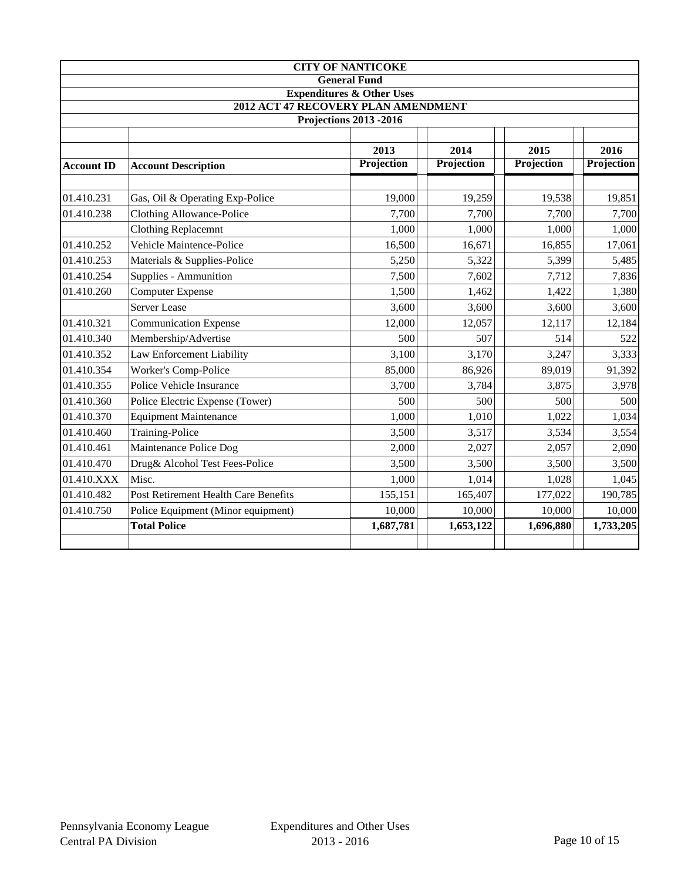| CITY OF NANTICOKE | | | | | |
|---|---|---|---|---|---|
| General Fund | | | | | |
| Expenditures & Other Uses | | | | | |
| 2012 ACT 47 RECOVERY PLAN AMENDMENT | | | | | |
| Projections 2013 -2016 | | | | | |
| | | 2013 | 2014 | 2015 | 2016 |
| **Account ID** | **Account Description** | **Projection** | **Projection** | **Projection** | **Projection** |
| 01.410.231 | Gas, Oil & Operating Exp-Police | 19,000 | 19,259 | 19,538 | 19,851 |
| 01.410.238 | Clothing Allowance-Police | 7,700 | 7,700 | 7,700 | 7,700 |
| | Clothing Replacemnt | 1,000 | 1,000 | 1,000 | 1,000 |
| 01.410.252 | Vehicle Maintence-Police | 16,500 | 16,671 | 16,855 | 17,061 |
| 01.410.253 | Materials & Supplies-Police | 5,250 | 5,322 | 5,399 | 5,485 |
| 01.410.254 | Supplies - Ammunition | 7,500 | 7,602 | 7,712 | 7,836 |
| 01.410.260 | Computer Expense | 1,500 | 1,462 | 1,422 | 1,380 |
| | Server Lease | 3,600 | 3,600 | 3,600 | 3,600 |
| 01.410.321 | Communication Expense | 12,000 | 12,057 | 12,117 | 12,184 |
| 01.410.340 | Membership/Advertise | 500 | 507 | 514 | 522 |
| 01.410.352 | Law Enforcement Liability | 3,100 | 3,170 | 3,247 | 3,333 |
| 01.410.354 | Worker's Comp-Police | 85,000 | 86,926 | 89,019 | 91,392 |
| 01.410.355 | Police Vehicle Insurance | 3,700 | 3,784 | 3,875 | 3,978 |
| 01.410.360 | Police Electric Expense (Tower) | 500 | 500 | 500 | 500 |
| 01.410.370 | Equipment Maintenance | 1,000 | 1,010 | 1,022 | 1,034 |
| 01.410.460 | Training-Police | 3,500 | 3,517 | 3,534 | 3,554 |
| 01.410.461 | Maintenance Police Dog | 2,000 | 2,027 | 2,057 | 2,090 |
| 01.410.470 | Drug& Alcohol Test Fees-Police | 3,500 | 3,500 | 3,500 | 3,500 |
| 01.410.XXX | Misc. | 1,000 | 1,014 | 1,028 | 1,045 |
| 01.410.482 | Post Retirement Health Care Benefits | 155,151 | 165,407 | 177,022 | 190,785 |
| 01.410.750 | Police Equipment (Minor equipment) | 10,000 | 10,000 | 10,000 | 10,000 |
| | **Total Police** | **1,687,781** | **1,653,122** | **1,696,880** | **1,733,205** |

Pennsylvania Economy League
Central PA Division

Expenditures and Other Uses
2013 - 2016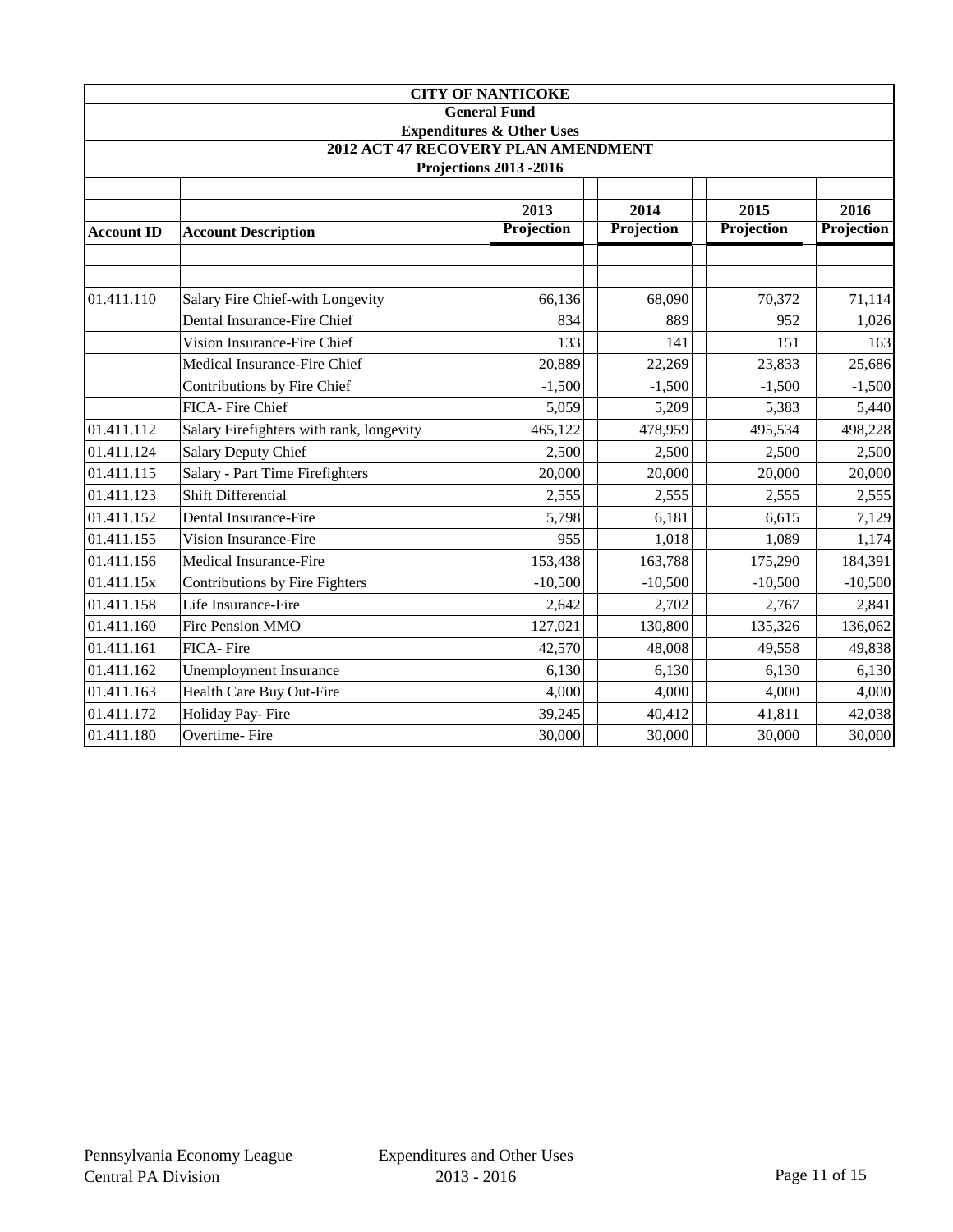| CITY OF NANTICOKE | | | | | |
|---|---|---|---|---|---|
| General Fund | | | | | |
| Expenditures & Other Uses | | | | | |
| 2012 ACT 47 RECOVERY PLAN AMENDMENT | | | | | |
| Projections 2013 -2016 | | | | | |
| | | 2013 | 2014 | 2015 | 2016 |
| **Account ID** | **Account Description** | **Projection** | **Projection** | **Projection** | **Projection** |
| 01.411.110 | Salary Fire Chief-with Longevity | 66,136 | 68,090 | 70,372 | 71,114 |
| | Dental Insurance-Fire Chief | 834 | 889 | 952 | 1,026 |
| | Vision Insurance-Fire Chief | 133 | 141 | 151 | 163 |
| | Medical Insurance-Fire Chief | 20,889 | 22,269 | 23,833 | 25,686 |
| | Contributions by Fire Chief | -1,500 | -1,500 | -1,500 | -1,500 |
| | FICA- Fire Chief | 5,059 | 5,209 | 5,383 | 5,440 |
| 01.411.112 | Salary Firefighters with rank, longevity | 465,122 | 478,959 | 495,534 | 498,228 |
| 01.411.124 | Salary Deputy Chief | 2,500 | 2,500 | 2,500 | 2,500 |
| 01.411.115 | Salary - Part Time Firefighters | 20,000 | 20,000 | 20,000 | 20,000 |
| 01.411.123 | Shift Differential | 2,555 | 2,555 | 2,555 | 2,555 |
| 01.411.152 | Dental Insurance-Fire | 5,798 | 6,181 | 6,615 | 7,129 |
| 01.411.155 | Vision Insurance-Fire | 955 | 1,018 | 1,089 | 1,174 |
| 01.411.156 | Medical Insurance-Fire | 153,438 | 163,788 | 175,290 | 184,391 |
| 01.411.15x | Contributions by Fire Fighters | -10,500 | -10,500 | -10,500 | -10,500 |
| 01.411.158 | Life Insurance-Fire | 2,642 | 2,702 | 2,767 | 2,841 |
| 01.411.160 | Fire Pension MMO | 127,021 | 130,800 | 135,326 | 136,062 |
| 01.411.161 | FICA- Fire | 42,570 | 48,008 | 49,558 | 49,838 |
| 01.411.162 | Unemployment Insurance | 6,130 | 6,130 | 6,130 | 6,130 |
| 01.411.163 | Health Care Buy Out-Fire | 4,000 | 4,000 | 4,000 | 4,000 |
| 01.411.172 | Holiday Pay- Fire | 39,245 | 40,412 | 41,811 | 42,038 |
| 01.411.180 | Overtime- Fire | 30,000 | 30,000 | 30,000 | 30,000 |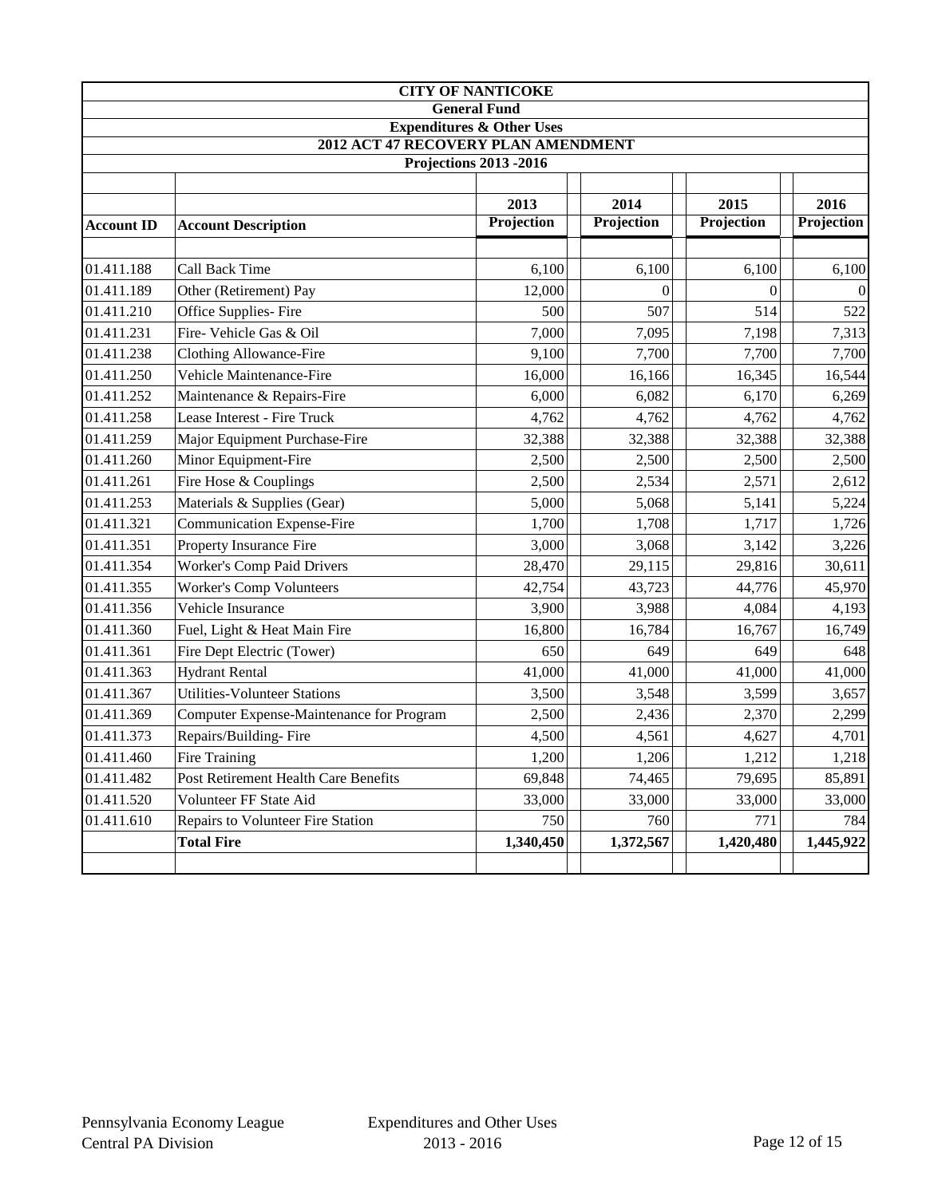| CITY OF NANTICOKE | | | | | |
|---|---|---|---|---|---|
| General Fund | | | | | |
| Expenditures & Other Uses | | | | | |
| 2012 ACT 47 RECOVERY PLAN AMENDMENT | | | | | |
| Projections 2013 -2016 | | | | | |
| | | 2013 | 2014 | 2015 | 2016 |
| **Account ID** | **Account Description** | **Projection** | **Projection** | **Projection** | **Projection** |
| 01.411.188 | Call Back Time | 6,100 | 6,100 | 6,100 | 6,100 |
| 01.411.189 | Other (Retirement) Pay | 12,000 | 0 | 0 | 0 |
| 01.411.210 | Office Supplies- Fire | 500 | 507 | 514 | 522 |
| 01.411.231 | Fire- Vehicle Gas & Oil | 7,000 | 7,095 | 7,198 | 7,313 |
| 01.411.238 | Clothing Allowance-Fire | 9,100 | 7,700 | 7,700 | 7,700 |
| 01.411.250 | Vehicle Maintenance-Fire | 16,000 | 16,166 | 16,345 | 16,544 |
| 01.411.252 | Maintenance & Repairs-Fire | 6,000 | 6,082 | 6,170 | 6,269 |
| 01.411.258 | Lease Interest - Fire Truck | 4,762 | 4,762 | 4,762 | 4,762 |
| 01.411.259 | Major Equipment Purchase-Fire | 32,388 | 32,388 | 32,388 | 32,388 |
| 01.411.260 | Minor Equipment-Fire | 2,500 | 2,500 | 2,500 | 2,500 |
| 01.411.261 | Fire Hose & Couplings | 2,500 | 2,534 | 2,571 | 2,612 |
| 01.411.253 | Materials & Supplies (Gear) | 5,000 | 5,068 | 5,141 | 5,224 |
| 01.411.321 | Communication Expense-Fire | 1,700 | 1,708 | 1,717 | 1,726 |
| 01.411.351 | Property Insurance Fire | 3,000 | 3,068 | 3,142 | 3,226 |
| 01.411.354 | Worker's Comp Paid Drivers | 28,470 | 29,115 | 29,816 | 30,611 |
| 01.411.355 | Worker's Comp Volunteers | 42,754 | 43,723 | 44,776 | 45,970 |
| 01.411.356 | Vehicle Insurance | 3,900 | 3,988 | 4,084 | 4,193 |
| 01.411.360 | Fuel, Light & Heat Main Fire | 16,800 | 16,784 | 16,767 | 16,749 |
| 01.411.361 | Fire Dept Electric (Tower) | 650 | 649 | 649 | 648 |
| 01.411.363 | Hydrant Rental | 41,000 | 41,000 | 41,000 | 41,000 |
| 01.411.367 | Utilities-Volunteer Stations | 3,500 | 3,548 | 3,599 | 3,657 |
| 01.411.369 | Computer Expense-Maintenance for Program | 2,500 | 2,436 | 2,370 | 2,299 |
| 01.411.373 | Repairs/Building- Fire | 4,500 | 4,561 | 4,627 | 4,701 |
| 01.411.460 | Fire Training | 1,200 | 1,206 | 1,212 | 1,218 |
| 01.411.482 | Post Retirement Health Care Benefits | 69,848 | 74,465 | 79,695 | 85,891 |
| 01.411.520 | Volunteer FF State Aid | 33,000 | 33,000 | 33,000 | 33,000 |
| 01.411.610 | Repairs to Volunteer Fire Station | 750 | 760 | 771 | 784 |
| | **Total Fire** | **1,340,450** | **1,372,567** | **1,420,480** | **1,445,922** |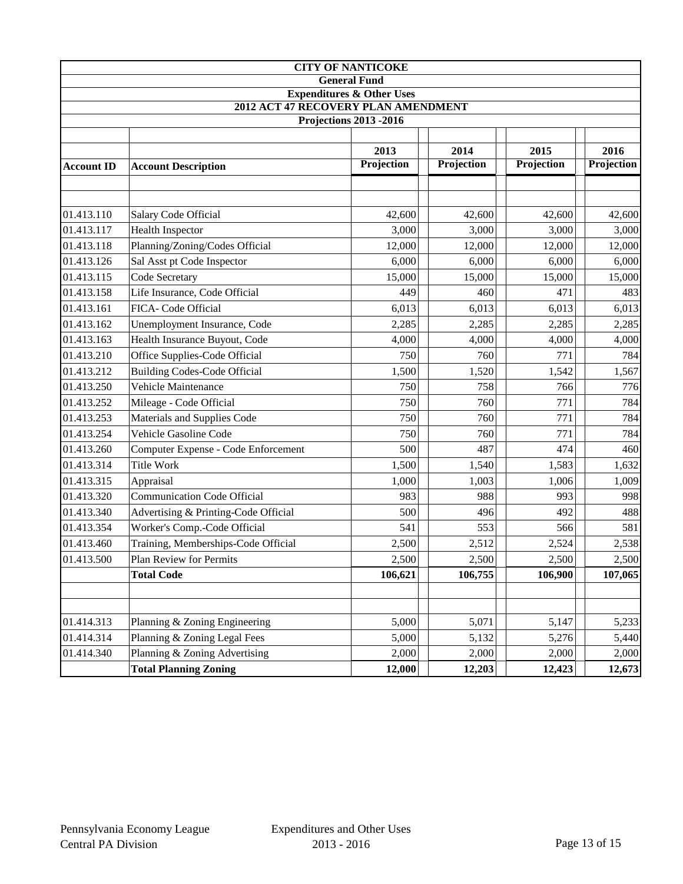| CITY OF NANTICOKE | | | | | |
|---|---|---|---|---|---|
| General Fund | | | | | |
| Expenditures & Other Uses | | | | | |
| 2012 ACT 47 RECOVERY PLAN AMENDMENT | | | | | |
| Projections 2013 -2016 | | | | | |
| **Account ID** | **Account Description** | **2013 Projection** | **2014 Projection** | **2015 Projection** | **2016 Projection** |
| 01.413.110 | Salary Code Official | 42,600 | 42,600 | 42,600 | 42,600 |
| 01.413.117 | Health Inspector | 3,000 | 3,000 | 3,000 | 3,000 |
| 01.413.118 | Planning/Zoning/Codes Official | 12,000 | 12,000 | 12,000 | 12,000 |
| 01.413.126 | Sal Asst pt Code Inspector | 6,000 | 6,000 | 6,000 | 6,000 |
| 01.413.115 | Code Secretary | 15,000 | 15,000 | 15,000 | 15,000 |
| 01.413.158 | Life Insurance, Code Official | 449 | 460 | 471 | 483 |
| 01.413.161 | FICA- Code Official | 6,013 | 6,013 | 6,013 | 6,013 |
| 01.413.162 | Unemployment Insurance, Code | 2,285 | 2,285 | 2,285 | 2,285 |
| 01.413.163 | Health Insurance Buyout, Code | 4,000 | 4,000 | 4,000 | 4,000 |
| 01.413.210 | Office Supplies-Code Official | 750 | 760 | 771 | 784 |
| 01.413.212 | Building Codes-Code Official | 1,500 | 1,520 | 1,542 | 1,567 |
| 01.413.250 | Vehicle Maintenance | 750 | 758 | 766 | 776 |
| 01.413.252 | Mileage - Code Official | 750 | 760 | 771 | 784 |
| 01.413.253 | Materials and Supplies Code | 750 | 760 | 771 | 784 |
| 01.413.254 | Vehicle Gasoline Code | 750 | 760 | 771 | 784 |
| 01.413.260 | Computer Expense - Code Enforcement | 500 | 487 | 474 | 460 |
| 01.413.314 | Title Work | 1,500 | 1,540 | 1,583 | 1,632 |
| 01.413.315 | Appraisal | 1,000 | 1,003 | 1,006 | 1,009 |
| 01.413.320 | Communication Code Official | 983 | 988 | 993 | 998 |
| 01.413.340 | Advertising & Printing-Code Official | 500 | 496 | 492 | 488 |
| 01.413.354 | Worker's Comp.-Code Official | 541 | 553 | 566 | 581 |
| 01.413.460 | Training, Memberships-Code Official | 2,500 | 2,512 | 2,524 | 2,538 |
| 01.413.500 | Plan Review for Permits | 2,500 | 2,500 | 2,500 | 2,500 |
| | **Total Code** | **106,621** | **106,755** | **106,900** | **107,065** |
| | | | | | |
| 01.414.313 | Planning & Zoning Engineering | 5,000 | 5,071 | 5,147 | 5,233 |
| 01.414.314 | Planning & Zoning Legal Fees | 5,000 | 5,132 | 5,276 | 5,440 |
| 01.414.340 | Planning & Zoning Advertising | 2,000 | 2,000 | 2,000 | 2,000 |
| | **Total Planning Zoning** | **12,000** | **12,203** | **12,423** | **12,673** |

Pennsylvania Economy League
Central PA Division

Expenditures and Other Uses
2013 - 2016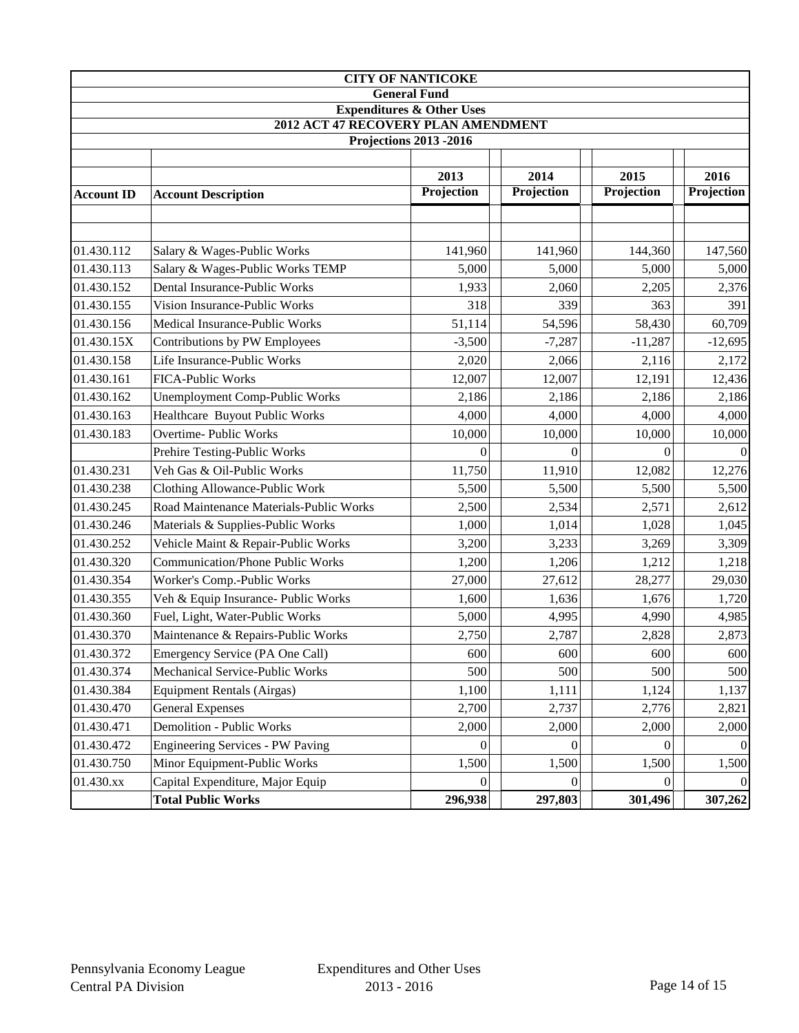| CITY OF NANTICOKE | | | | | |
|---|---|---|---|---|---|
| General Fund | | | | | |
| Expenditures & Other Uses | | | | | |
| 2012 ACT 47 RECOVERY PLAN AMENDMENT | | | | | |
| Projections 2013 -2016 | | | | | |
| **Account ID** | **Account Description** | **2013 Projection** | **2014 Projection** | **2015 Projection** | **2016 Projection** |
| 01.430.112 | Salary & Wages-Public Works | 141,960 | 141,960 | 144,360 | 147,560 |
| 01.430.113 | Salary & Wages-Public Works TEMP | 5,000 | 5,000 | 5,000 | 5,000 |
| 01.430.152 | Dental Insurance-Public Works | 1,933 | 2,060 | 2,205 | 2,376 |
| 01.430.155 | Vision Insurance-Public Works | 318 | 339 | 363 | 391 |
| 01.430.156 | Medical Insurance-Public Works | 51,114 | 54,596 | 58,430 | 60,709 |
| 01.430.15X | Contributions by PW Employees | -3,500 | -7,287 | -11,287 | -12,695 |
| 01.430.158 | Life Insurance-Public Works | 2,020 | 2,066 | 2,116 | 2,172 |
| 01.430.161 | FICA-Public Works | 12,007 | 12,007 | 12,191 | 12,436 |
| 01.430.162 | Unemployment Comp-Public Works | 2,186 | 2,186 | 2,186 | 2,186 |
| 01.430.163 | Healthcare Buyout Public Works | 4,000 | 4,000 | 4,000 | 4,000 |
| 01.430.183 | Overtime- Public Works | 10,000 | 10,000 | 10,000 | 10,000 |
| | Prehire Testing-Public Works | 0 | 0 | 0 | 0 |
| 01.430.231 | Veh Gas & Oil-Public Works | 11,750 | 11,910 | 12,082 | 12,276 |
| 01.430.238 | Clothing Allowance-Public Work | 5,500 | 5,500 | 5,500 | 5,500 |
| 01.430.245 | Road Maintenance Materials-Public Works | 2,500 | 2,534 | 2,571 | 2,612 |
| 01.430.246 | Materials & Supplies-Public Works | 1,000 | 1,014 | 1,028 | 1,045 |
| 01.430.252 | Vehicle Maint & Repair-Public Works | 3,200 | 3,233 | 3,269 | 3,309 |
| 01.430.320 | Communication/Phone Public Works | 1,200 | 1,206 | 1,212 | 1,218 |
| 01.430.354 | Worker's Comp.-Public Works | 27,000 | 27,612 | 28,277 | 29,030 |
| 01.430.355 | Veh & Equip Insurance- Public Works | 1,600 | 1,636 | 1,676 | 1,720 |
| 01.430.360 | Fuel, Light, Water-Public Works | 5,000 | 4,995 | 4,990 | 4,985 |
| 01.430.370 | Maintenance & Repairs-Public Works | 2,750 | 2,787 | 2,828 | 2,873 |
| 01.430.372 | Emergency Service (PA One Call) | 600 | 600 | 600 | 600 |
| 01.430.374 | Mechanical Service-Public Works | 500 | 500 | 500 | 500 |
| 01.430.384 | Equipment Rentals (Airgas) | 1,100 | 1,111 | 1,124 | 1,137 |
| 01.430.470 | General Expenses | 2,700 | 2,737 | 2,776 | 2,821 |
| 01.430.471 | Demolition - Public Works | 2,000 | 2,000 | 2,000 | 2,000 |
| 01.430.472 | Engineering Services - PW Paving | 0 | 0 | 0 | 0 |
| 01.430.750 | Minor Equipment-Public Works | 1,500 | 1,500 | 1,500 | 1,500 |
| 01.430.xx | Capital Expenditure, Major Equip | 0 | 0 | 0 | 0 |
| | **Total Public Works** | **296,938** | **297,803** | **301,496** | **307,262** |

Pennsylvania Economy League
Central PA Division

Expenditures and Other Uses
2013 - 2016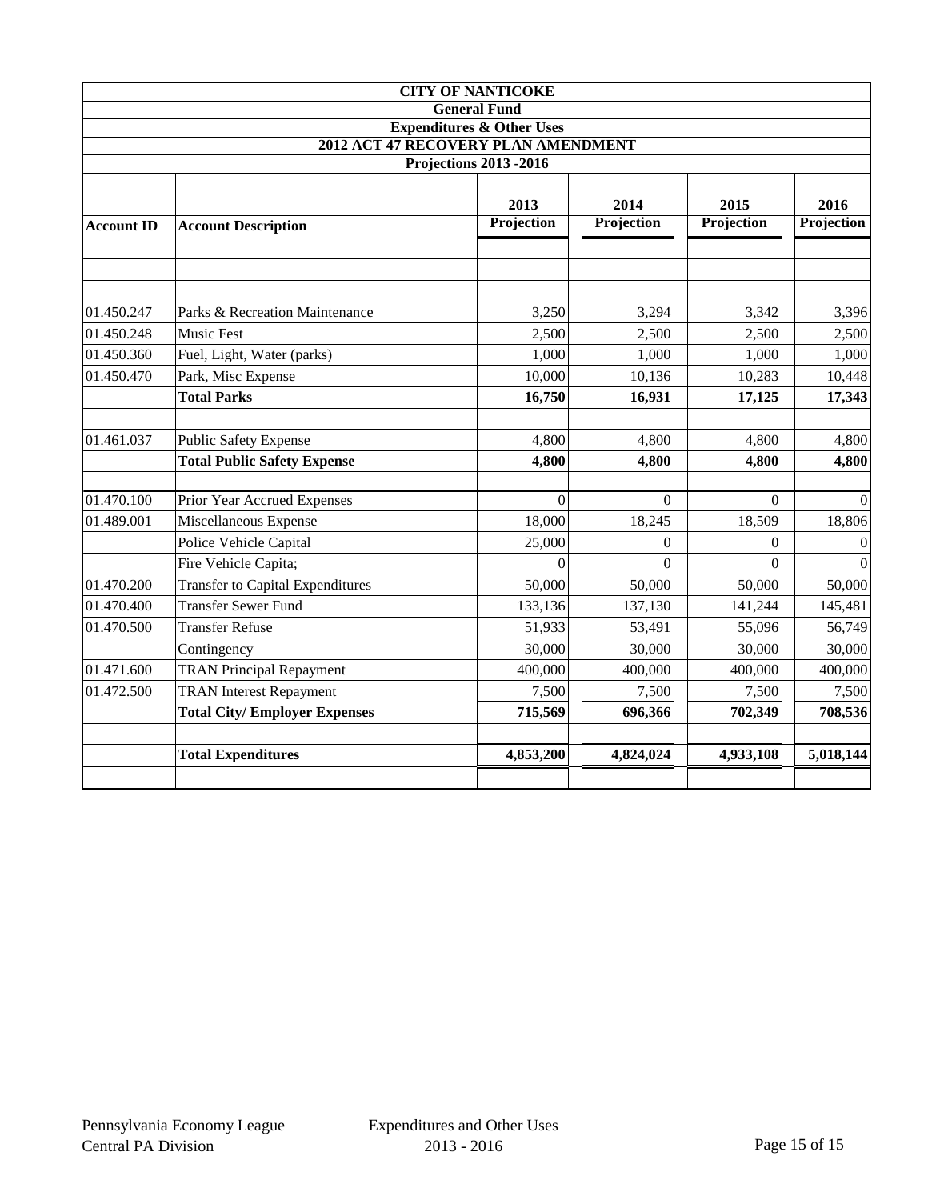| CITY OF NANTICOKE | | | | | |
|---|---|---|---|---|---|
| General Fund | | | | | |
| Expenditures & Other Uses | | | | | |
| 2012 ACT 47 RECOVERY PLAN AMENDMENT | | | | | |
| Projections 2013 -2016 | | | | | |
| | | 2013 | 2014 | 2015 | 2016 |
| **Account ID** | **Account Description** | **Projection** | **Projection** | **Projection** | **Projection** |
| | | | | | |
| 01.450.247 | Parks & Recreation Maintenance | 3,250 | 3,294 | 3,342 | 3,396 |
| 01.450.248 | Music Fest | 2,500 | 2,500 | 2,500 | 2,500 |
| 01.450.360 | Fuel, Light, Water (parks) | 1,000 | 1,000 | 1,000 | 1,000 |
| 01.450.470 | Park, Misc Expense | 10,000 | 10,136 | 10,283 | 10,448 |
| | **Total Parks** | **16,750** | **16,931** | **17,125** | **17,343** |
| | | | | | |
| 01.461.037 | Public Safety Expense | 4,800 | 4,800 | 4,800 | 4,800 |
| | **Total Public Safety Expense** | **4,800** | **4,800** | **4,800** | **4,800** |
| | | | | | |
| 01.470.100 | Prior Year Accrued Expenses | 0 | 0 | 0 | 0 |
| 01.489.001 | Miscellaneous Expense | 18,000 | 18,245 | 18,509 | 18,806 |
| | Police Vehicle Capital | 25,000 | 0 | 0 | 0 |
| | Fire Vehicle Capita; | 0 | 0 | 0 | 0 |
| 01.470.200 | Transfer to Capital Expenditures | 50,000 | 50,000 | 50,000 | 50,000 |
| 01.470.400 | Transfer Sewer Fund | 133,136 | 137,130 | 141,244 | 145,481 |
| 01.470.500 | Transfer Refuse | 51,933 | 53,491 | 55,096 | 56,749 |
| | Contingency | 30,000 | 30,000 | 30,000 | 30,000 |
| 01.471.600 | TRAN Principal Repayment | 400,000 | 400,000 | 400,000 | 400,000 |
| 01.472.500 | TRAN Interest Repayment | 7,500 | 7,500 | 7,500 | 7,500 |
| | **Total City/ Employer Expenses** | **715,569** | **696,366** | **702,349** | **708,536** |
| | | | | | |
| | **Total Expenditures** | **4,853,200** | **4,824,024** | **4,933,108** | **5,018,144** |

Pennsylvania Economy League
Central PA Division

Expenditures and Other Uses
2013 - 2016